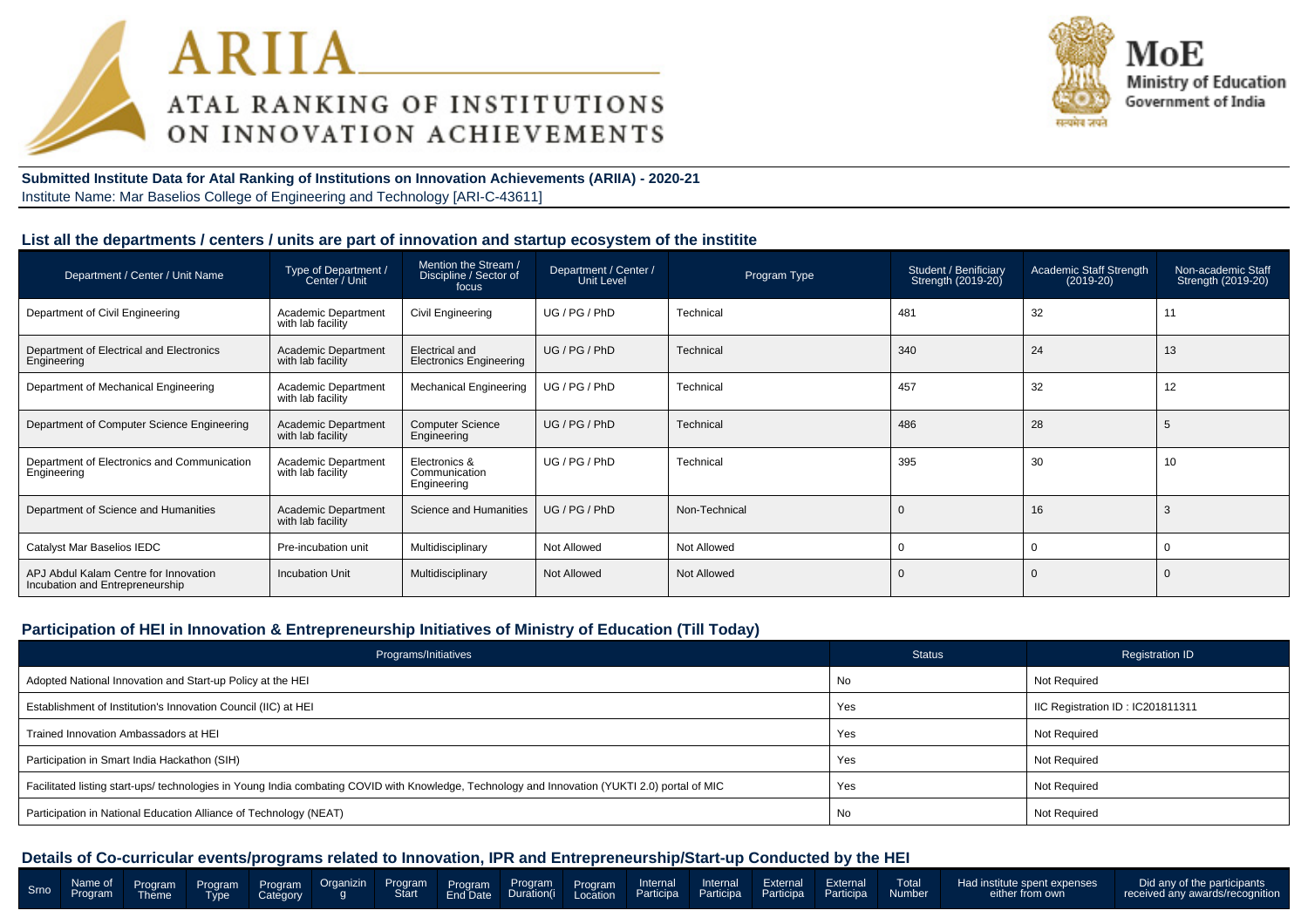# ARIIA
## ATAL RANKING OF INSTITUTIONS ON INNOVATION ACHIEVEMENTS

**MoE**
Ministry of Education
Government of India

**Submitted Institute Data for Atal Ranking of Institutions on Innovation Achievements (ARIIA) - 2020-21**
Institute Name: Mar Baselios College of Engineering and Technology [ARI-C-43611]

### List all the departments / centers / units are part of innovation and startup ecosystem of the institite

| Department / Center / Unit Name | Type of Department / Center / Unit | Mention the Stream / Discipline / Sector of focus | Department / Center / Unit Level | Program Type | Student / Benificiary Strength (2019-20) | Academic Staff Strength (2019-20) | Non-academic Staff Strength (2019-20) |
|---|---|---|---|---|---|---|---|
| Department of Civil Engineering | Academic Department with lab facility | Civil Engineering | UG / PG / PhD | Technical | 481 | 32 | 11 |
| Department of Electrical and Electronics Engineering | Academic Department with lab facility | Electrical and Electronics Engineering | UG / PG / PhD | Technical | 340 | 24 | 13 |
| Department of Mechanical Engineering | Academic Department with lab facility | Mechanical Engineering | UG / PG / PhD | Technical | 457 | 32 | 12 |
| Department of Computer Science Engineering | Academic Department with lab facility | Computer Science Engineering | UG / PG / PhD | Technical | 486 | 28 | 5 |
| Department of Electronics and Communication Engineering | Academic Department with lab facility | Electronics & Communication Engineering | UG / PG / PhD | Technical | 395 | 30 | 10 |
| Department of Science and Humanities | Academic Department with lab facility | Science and Humanities | UG / PG / PhD | Non-Technical | 0 | 16 | 3 |
| Catalyst Mar Baselios IEDC | Pre-incubation unit | Multidisciplinary | Not Allowed | Not Allowed | 0 | 0 | 0 |
| APJ Abdul Kalam Centre for Innovation Incubation and Entrepreneurship | Incubation Unit | Multidisciplinary | Not Allowed | Not Allowed | 0 | 0 | 0 |

### Participation of HEI in Innovation & Entrepreneurship Initiatives of Ministry of Education (Till Today)

| Programs/Initiatives | Status | Registration ID |
|---|---|---|
| Adopted National Innovation and Start-up Policy at the HEI | No | Not Required |
| Establishment of Institution's Innovation Council (IIC) at HEI | Yes | IIC Registration ID : IC201811311 |
| Trained Innovation Ambassadors at HEI | Yes | Not Required |
| Participation in Smart India Hackathon (SIH) | Yes | Not Required |
| Facilitated listing start-ups/ technologies in Young India combating COVID with Knowledge, Technology and Innovation (YUKTI 2.0) portal of MIC | Yes | Not Required |
| Participation in National Education Alliance of Technology (NEAT) | No | Not Required |

### Details of Co-curricular events/programs related to Innovation, IPR and Entrepreneurship/Start-up Conducted by the HEI

| Srno | Name of Program | Program Theme | Program Type | Program Category | Organizing | Program Start | Program End Date | Program Duration(i | Program Location | Internal Participa | Internal Participa | External Participa | External Participa | Total Number | Had institute spent expenses either from own | Did any of the participants received any awards/recognition |
|---|---|---|---|---|---|---|---|---|---|---|---|---|---|---|---|---|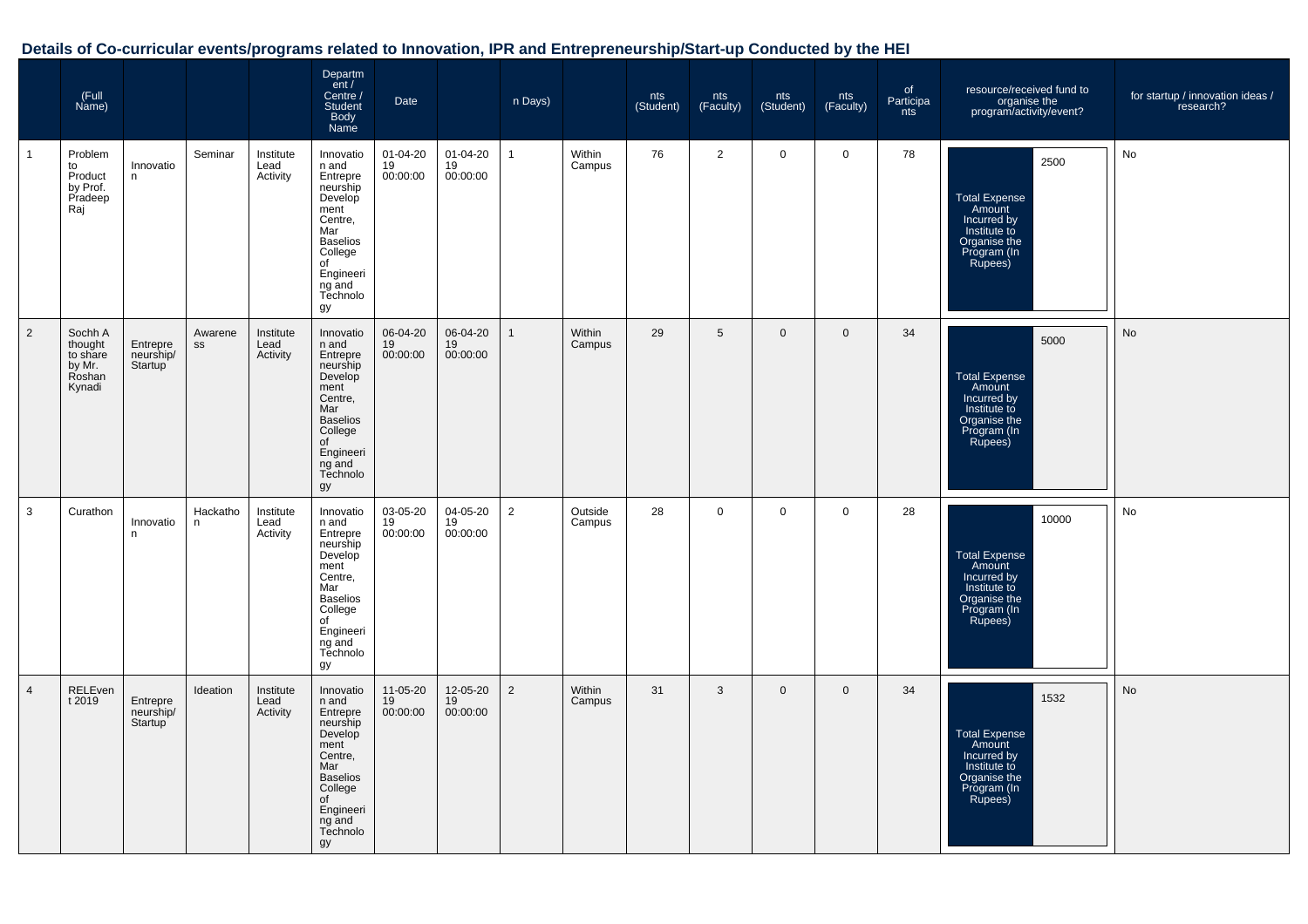## Details of Co-curricular events/programs related to Innovation, IPR and Entrepreneurship/Start-up Conducted by the HEI

| | (Full Name) | | | | Department / Centre / Student Body Name | Date | | n Days) | | nts (Student) | nts (Faculty) | nts (Student) | nts (Faculty) | of Participants | resource/received fund to organise the program/activity/event? | | for startup / innovation ideas / research? |
|---|---|---|---|---|---|---|---|---|---|---|---|---|---|---|---|---|---|
| 1 | Problem to Product by Prof. Pradeep Raj | Innovation | Seminar | Institute Lead Activity | Innovation and Entrepreneurship Development Centre, Mar Baselios College of Engineering and Technology | 01-04-2019 00:00:00 | 01-04-2019 00:00:00 | 1 | Within Campus | 76 | 2 | 0 | 0 | 78 | Total Expense Amount Incurred by Institute to Organise the Program (In Rupees) | 2500 | No |
| 2 | Sochh A thought to share by Mr. Roshan Kynadi | Entrepreneurship/Startup | Awareness | Institute Lead Activity | Innovation and Entrepreneurship Development Centre, Mar Baselios College of Engineering and Technology | 06-04-2019 00:00:00 | 06-04-2019 00:00:00 | 1 | Within Campus | 29 | 5 | 0 | 0 | 34 | Total Expense Amount Incurred by Institute to Organise the Program (In Rupees) | 5000 | No |
| 3 | Curathon | Innovation | Hackathon | Institute Lead Activity | Innovation and Entrepreneurship Development Centre, Mar Baselios College of Engineering and Technology | 03-05-2019 00:00:00 | 04-05-2019 00:00:00 | 2 | Outside Campus | 28 | 0 | 0 | 0 | 28 | Total Expense Amount Incurred by Institute to Organise the Program (In Rupees) | 10000 | No |
| 4 | RELEvent 2019 | Entrepreneurship/Startup | Ideation | Institute Lead Activity | Innovation and Entrepreneurship Development Centre, Mar Baselios College of Engineering and Technology | 11-05-2019 00:00:00 | 12-05-2019 00:00:00 | 2 | Within Campus | 31 | 3 | 0 | 0 | 34 | Total Expense Amount Incurred by Institute to Organise the Program (In Rupees) | 1532 | No |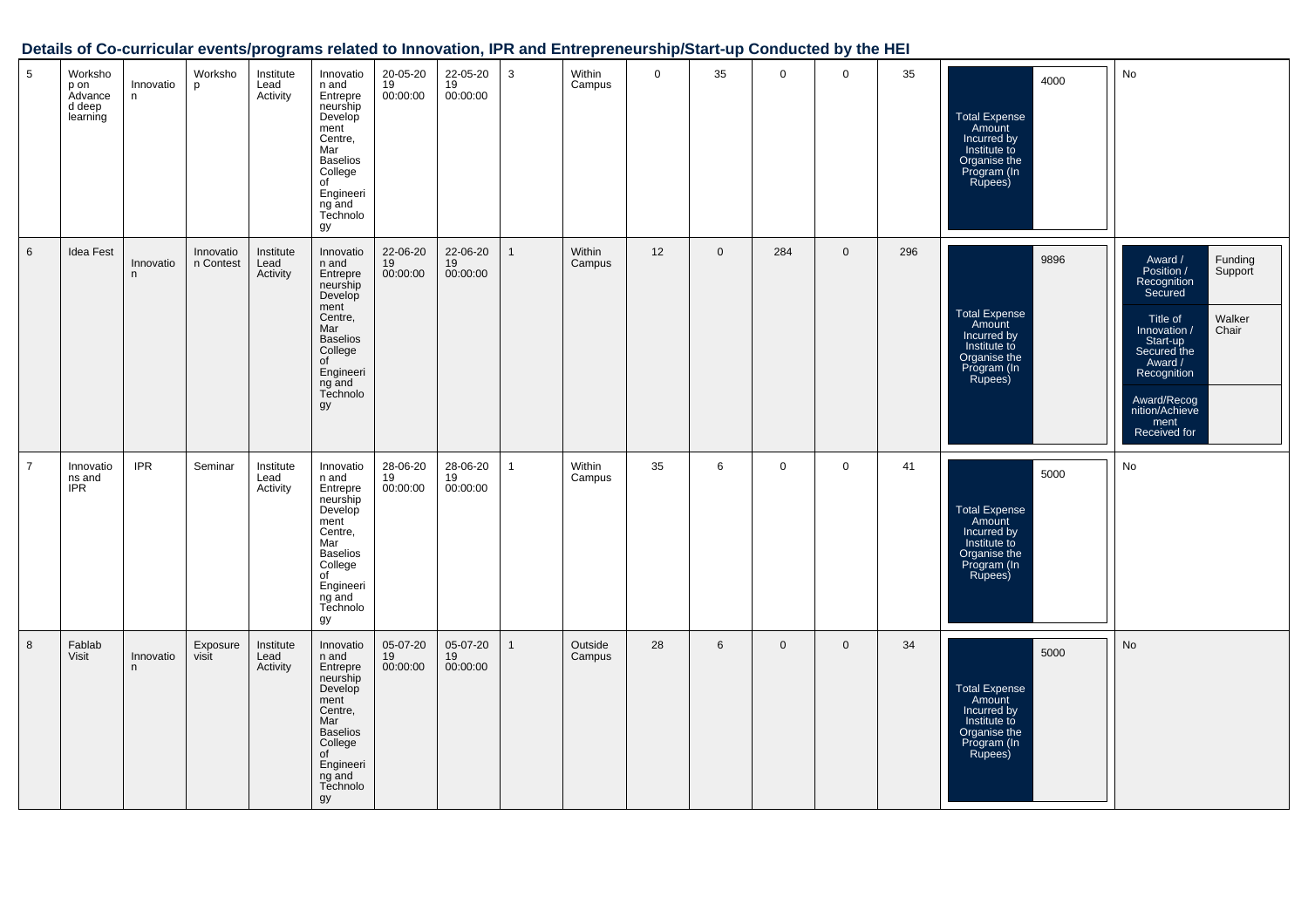## Details of Co-curricular events/programs related to Innovation, IPR and Entrepreneurship/Start-up Conducted by the HEI

| | | | | | | | | | | | | | | | | |
|---|---|---|---|---|---|---|---|---|---|---|---|---|---|---|---|---|
| 5 | Workshop on Advanced deep learning | Innovation | Workshop | Institute Lead Activity | Innovation and Entrepreneurship Development Centre, Mar Baselios College of Engineering and Technology | 20-05-2019 00:00:00 | 22-05-2019 00:00:00 | 3 | Within Campus | 0 | 35 | 0 | 0 | 35 | Total Expense Amount Incurred by Institute to Organise the Program (In Rupees): 4000 | No |
| 6 | Idea Fest | Innovation | Innovation Contest | Institute Lead Activity | Innovation and Entrepreneurship Development Centre, Mar Baselios College of Engineering and Technology | 22-06-2019 00:00:00 | 22-06-2019 00:00:00 | 1 | Within Campus | 12 | 0 | 284 | 0 | 296 | Total Expense Amount Incurred by Institute to Organise the Program (In Rupees): 9896 | Award / Position / Recognition Secured: Funding Support; Title of Innovation / Start-up Secured the Award / Recognition: Walker Chair; Award/Recognition/Achievement Received for: |
| 7 | Innovations and IPR | IPR | Seminar | Institute Lead Activity | Innovation and Entrepreneurship Development Centre, Mar Baselios College of Engineering and Technology | 28-06-2019 00:00:00 | 28-06-2019 00:00:00 | 1 | Within Campus | 35 | 6 | 0 | 0 | 41 | Total Expense Amount Incurred by Institute to Organise the Program (In Rupees): 5000 | No |
| 8 | Fablab Visit | Innovation | Exposure visit | Institute Lead Activity | Innovation and Entrepreneurship Development Centre, Mar Baselios College of Engineering and Technology | 05-07-2019 00:00:00 | 05-07-2019 00:00:00 | 1 | Outside Campus | 28 | 6 | 0 | 0 | 34 | Total Expense Amount Incurred by Institute to Organise the Program (In Rupees): 5000 | No |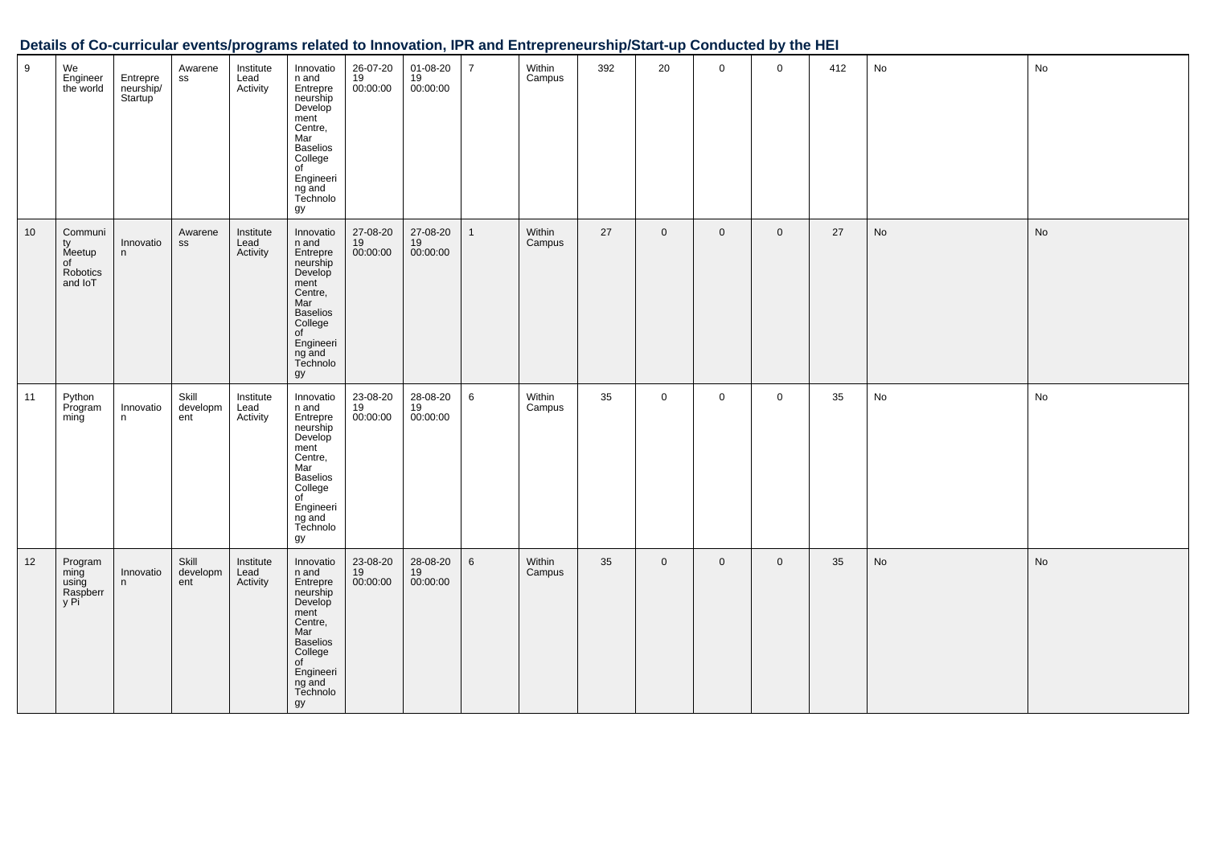## Details of Co-curricular events/programs related to Innovation, IPR and Entrepreneurship/Start-up Conducted by the HEI

| | | | | | | | | | | | | | | | | |
|---|---|---|---|---|---|---|---|---|---|---|---|---|---|---|---|---|
| 9 | We Engineer the world | Entrepreneurship/ Startup | Awareness | Institute Lead Activity | Innovation and Entrepreneurship Development Centre, Mar Baselios College of Engineering and Technology | 26-07-2019 00:00:00 | 01-08-2019 00:00:00 | 7 | Within Campus | 392 | 20 | 0 | 0 | 412 | No | No |
| 10 | Community Meetup of Robotics and IoT | Innovation | Awareness | Institute Lead Activity | Innovation and Entrepreneurship Development Centre, Mar Baselios College of Engineering and Technology | 27-08-2019 00:00:00 | 27-08-2019 00:00:00 | 1 | Within Campus | 27 | 0 | 0 | 0 | 27 | No | No |
| 11 | Python Programming | Innovation | Skill development | Institute Lead Activity | Innovation and Entrepreneurship Development Centre, Mar Baselios College of Engineering and Technology | 23-08-2019 00:00:00 | 28-08-2019 00:00:00 | 6 | Within Campus | 35 | 0 | 0 | 0 | 35 | No | No |
| 12 | Programming using Raspberry Pi | Innovation | Skill development | Institute Lead Activity | Innovation and Entrepreneurship Development Centre, Mar Baselios College of Engineering and Technology | 23-08-2019 00:00:00 | 28-08-2019 00:00:00 | 6 | Within Campus | 35 | 0 | 0 | 0 | 35 | No | No |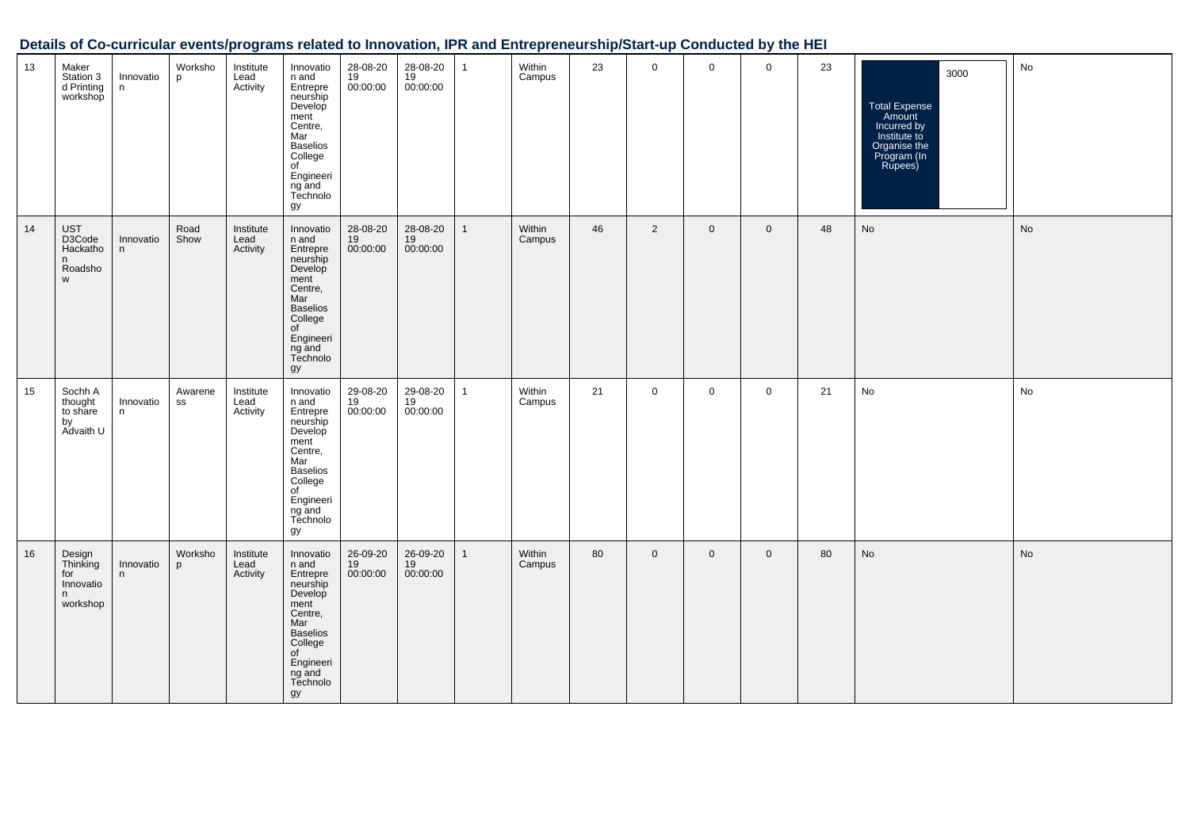## Details of Co-curricular events/programs related to Innovation, IPR and Entrepreneurship/Start-up Conducted by the HEI

| | | | | | | | | | | | | | | | | |
|---|---|---|---|---|---|---|---|---|---|---|---|---|---|---|---|---|
| 13 | Maker Station 3 d Printing workshop | Innovation | Workshop | Institute Lead Activity | Innovation and Entrepreneurship Development Centre, Mar Baselios College of Engineering and Technology | 28-08-2019 00:00:00 | 28-08-2019 00:00:00 | 1 | Within Campus | 23 | 0 | 0 | 0 | 23 | Total Expense Amount Incurred by Institute to Organise the Program (In Rupees) 3000 | No |
| 14 | UST D3Code Hackathon Roadshow | Innovation | Road Show | Institute Lead Activity | Innovation and Entrepreneurship Development Centre, Mar Baselios College of Engineering and Technology | 28-08-2019 00:00:00 | 28-08-2019 00:00:00 | 1 | Within Campus | 46 | 2 | 0 | 0 | 48 | No | No |
| 15 | Sochh A thought to share by Advaith U | Innovation | Awareness | Institute Lead Activity | Innovation and Entrepreneurship Development Centre, Mar Baselios College of Engineering and Technology | 29-08-2019 00:00:00 | 29-08-2019 00:00:00 | 1 | Within Campus | 21 | 0 | 0 | 0 | 21 | No | No |
| 16 | Design Thinking for Innovation workshop | Innovation | Workshop | Institute Lead Activity | Innovation and Entrepreneurship Development Centre, Mar Baselios College of Engineering and Technology | 26-09-2019 00:00:00 | 26-09-2019 00:00:00 | 1 | Within Campus | 80 | 0 | 0 | 0 | 80 | No | No |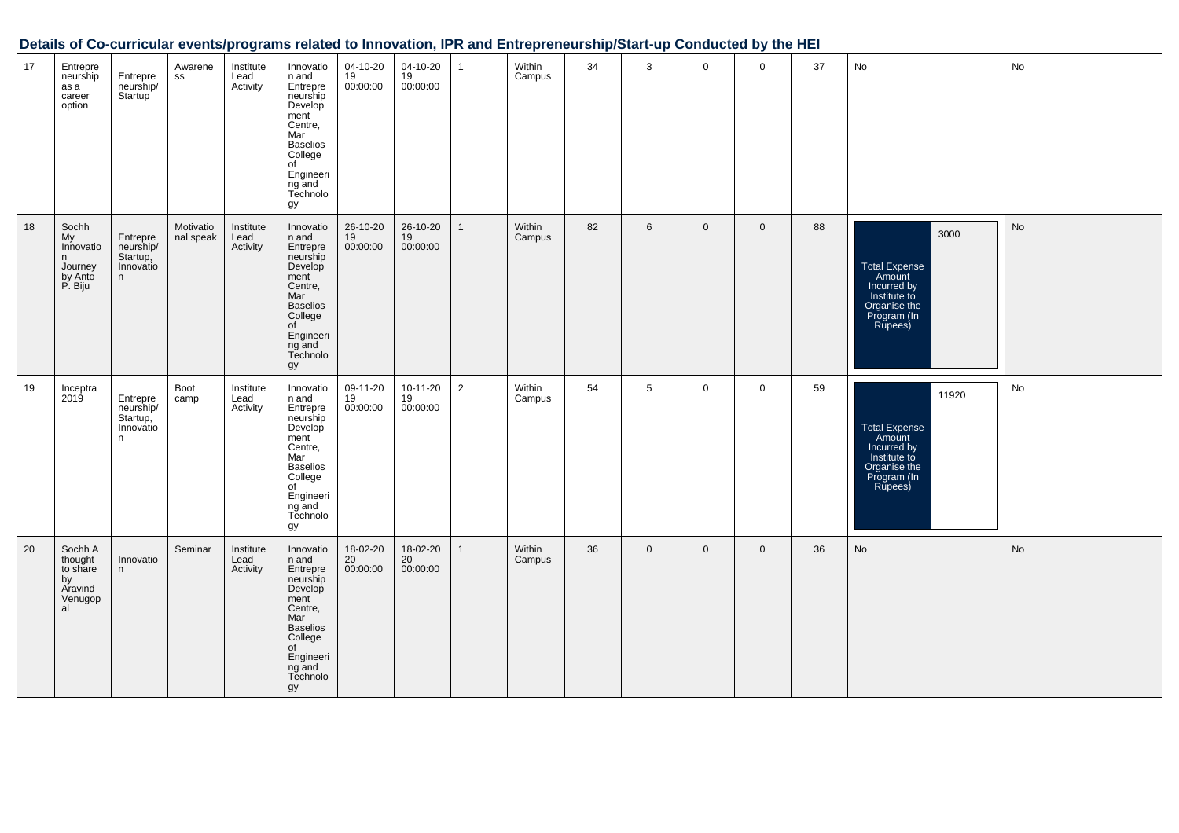## Details of Co-curricular events/programs related to Innovation, IPR and Entrepreneurship/Start-up Conducted by the HEI

| | | | | | | | | | | | | | | | | |
|---|---|---|---|---|---|---|---|---|---|---|---|---|---|---|---|---|
| 17 | Entrepreneurship as a career option | Entrepreneurship/ Startup | Awareness | Institute Lead Activity | Innovation and Entrepreneurship Development Centre, Mar Baselios College of Engineering and Technology | 04-10-2019 00:00:00 | 04-10-2019 00:00:00 | 1 | Within Campus | 34 | 3 | 0 | 0 | 37 | No | No |
| 18 | Sochh My Innovation Journey by Anto P. Biju | Entrepreneurship/ Startup, Innovation | Motivational speak | Institute Lead Activity | Innovation and Entrepreneurship Development Centre, Mar Baselios College of Engineering and Technology | 26-10-2019 00:00:00 | 26-10-2019 00:00:00 | 1 | Within Campus | 82 | 6 | 0 | 0 | 88 | Total Expense Amount Incurred by Institute to Organise the Program (In Rupees): 3000 | No |
| 19 | Inceptra 2019 | Entrepreneurship/ Startup, Innovation | Boot camp | Institute Lead Activity | Innovation and Entrepreneurship Development Centre, Mar Baselios College of Engineering and Technology | 09-11-2019 00:00:00 | 10-11-2019 00:00:00 | 2 | Within Campus | 54 | 5 | 0 | 0 | 59 | Total Expense Amount Incurred by Institute to Organise the Program (In Rupees): 11920 | No |
| 20 | Sochh A thought to share by Aravind Venugopal | Innovation | Seminar | Institute Lead Activity | Innovation and Entrepreneurship Development Centre, Mar Baselios College of Engineering and Technology | 18-02-2020 00:00:00 | 18-02-2020 00:00:00 | 1 | Within Campus | 36 | 0 | 0 | 0 | 36 | No | No |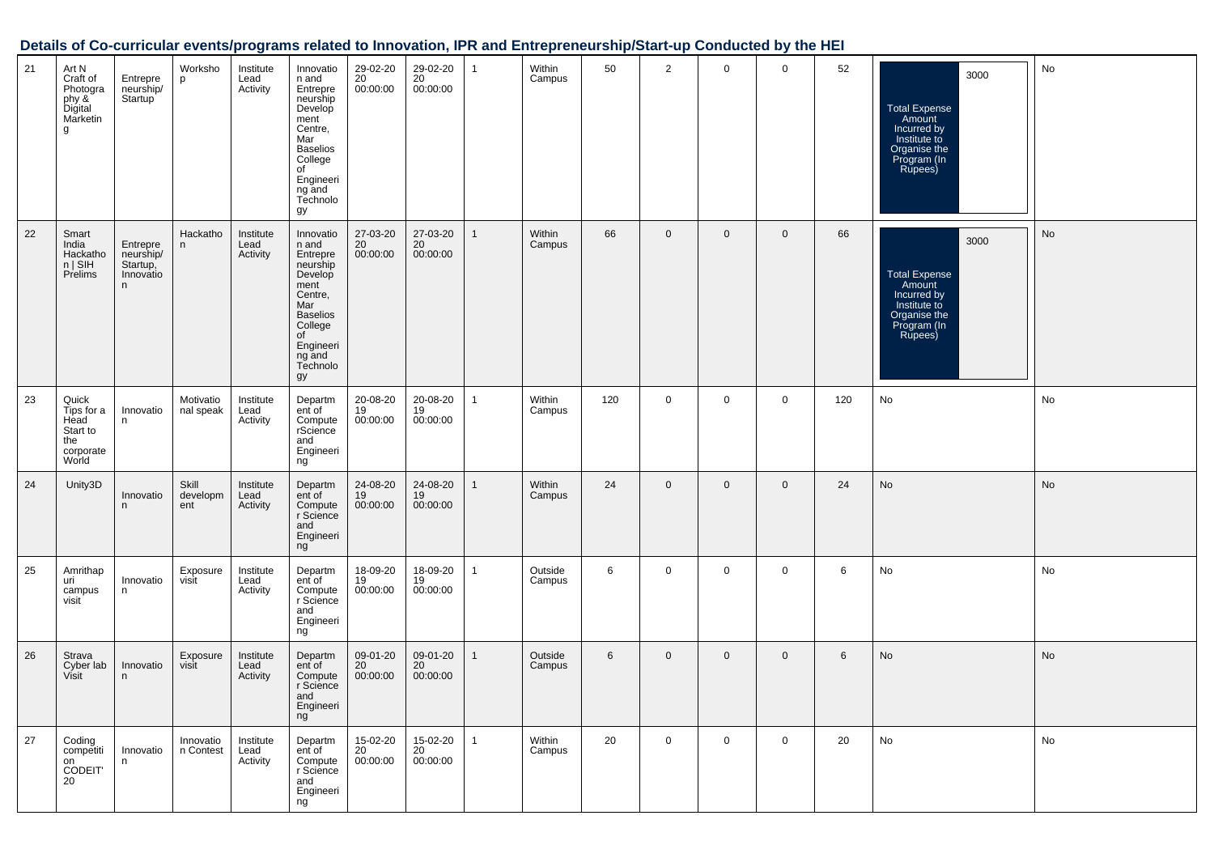## Details of Co-curricular events/programs related to Innovation, IPR and Entrepreneurship/Start-up Conducted by the HEI

| | | | | | | | | | | | | | | | | |
|---|---|---|---|---|---|---|---|---|---|---|---|---|---|---|---|---|
| 21 | Art N Craft of Photography & Digital Marketing | Entrepreneurship/ Startup | Workshop | Institute Lead Activity | Innovation and Entrepreneurship Development Centre, Mar Baselios College of Engineering and Technology | 29-02-2020 00:00:00 | 29-02-2020 00:00:00 | 1 | Within Campus | 50 | 2 | 0 | 0 | 52 | Total Expense Amount Incurred by Institute to Organise the Program (In Rupees) 3000 | No |
| 22 | Smart India Hackathon \| SIH Prelims | Entrepreneurship/ Startup, Innovation | Hackathon | Institute Lead Activity | Innovation and Entrepreneurship Development Centre, Mar Baselios College of Engineering and Technology | 27-03-2020 00:00:00 | 27-03-2020 00:00:00 | 1 | Within Campus | 66 | 0 | 0 | 0 | 66 | Total Expense Amount Incurred by Institute to Organise the Program (In Rupees) 3000 | No |
| 23 | Quick Tips for a Head Start to the corporate World | Innovation | Motivational speak | Institute Lead Activity | Department of ComputerScience and Engineering | 20-08-2019 00:00:00 | 20-08-2019 00:00:00 | 1 | Within Campus | 120 | 0 | 0 | 0 | 120 | No | No |
| 24 | Unity3D | Innovation | Skill development | Institute Lead Activity | Department of Computer Science and Engineering | 24-08-2019 00:00:00 | 24-08-2019 00:00:00 | 1 | Within Campus | 24 | 0 | 0 | 0 | 24 | No | No |
| 25 | Amrithapuri campus visit | Innovation | Exposure visit | Institute Lead Activity | Department of Computer Science and Engineering | 18-09-2019 00:00:00 | 18-09-2019 00:00:00 | 1 | Outside Campus | 6 | 0 | 0 | 0 | 6 | No | No |
| 26 | Strava Cyber lab Visit | Innovation | Exposure visit | Institute Lead Activity | Department of Computer Science and Engineering | 09-01-2020 00:00:00 | 09-01-2020 00:00:00 | 1 | Outside Campus | 6 | 0 | 0 | 0 | 6 | No | No |
| 27 | Coding competition CODEIT'20 | Innovation | Innovation Contest | Institute Lead Activity | Department of Computer Science and Engineering | 15-02-2020 00:00:00 | 15-02-2020 00:00:00 | 1 | Within Campus | 20 | 0 | 0 | 0 | 20 | No | No |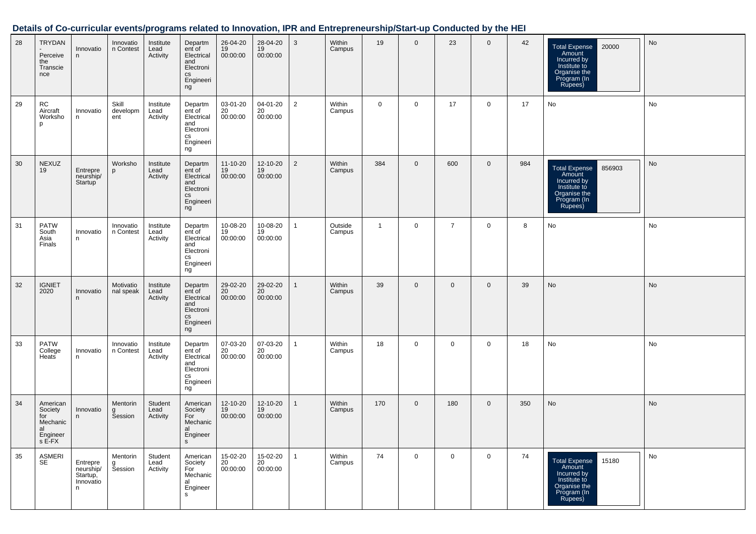## Details of Co-curricular events/programs related to Innovation, IPR and Entrepreneurship/Start-up Conducted by the HEI

| | | | | | | | | | | | | | | | | |
|---|---|---|---|---|---|---|---|---|---|---|---|---|---|---|---|---|
| 28 | TRYDAN - Perceive the Transcience | Innovation | Innovation Contest | Institute Lead Activity | Department of Electrical and Electronics Engineering | 26-04-2019 00:00:00 | 28-04-2019 00:00:00 | 3 | Within Campus | 19 | 0 | 23 | 0 | 42 | Total Expense Amount Incurred by Institute to Organise the Program (In Rupees): 20000 | No |
| 29 | RC Aircraft Workshop | Innovation | Skill development | Institute Lead Activity | Department of Electrical and Electronics Engineering | 03-01-2020 00:00:00 | 04-01-2020 00:00:00 | 2 | Within Campus | 0 | 0 | 17 | 0 | 17 | No | No |
| 30 | NEXUZ 19 | Entrepreneurship/Startup | Workshop | Institute Lead Activity | Department of Electrical and Electronics Engineering | 11-10-2019 00:00:00 | 12-10-2019 00:00:00 | 2 | Within Campus | 384 | 0 | 600 | 0 | 984 | Total Expense Amount Incurred by Institute to Organise the Program (In Rupees): 856903 | No |
| 31 | PATW South Asia Finals | Innovation | Innovation Contest | Institute Lead Activity | Department of Electrical and Electronics Engineering | 10-08-2019 00:00:00 | 10-08-2019 00:00:00 | 1 | Outside Campus | 1 | 0 | 7 | 0 | 8 | No | No |
| 32 | IGNIET 2020 | Innovation | Motivational speak | Institute Lead Activity | Department of Electrical and Electronics Engineering | 29-02-2020 00:00:00 | 29-02-2020 00:00:00 | 1 | Within Campus | 39 | 0 | 0 | 0 | 39 | No | No |
| 33 | PATW College Heats | Innovation | Innovation Contest | Institute Lead Activity | Department of Electrical and Electronics Engineering | 07-03-2020 00:00:00 | 07-03-2020 00:00:00 | 1 | Within Campus | 18 | 0 | 0 | 0 | 18 | No | No |
| 34 | American Society for Mechanical Engineers E-FX | Innovation | Mentoring Session | Student Lead Activity | American Society For Mechanical Engineers | 12-10-2019 00:00:00 | 12-10-2019 00:00:00 | 1 | Within Campus | 170 | 0 | 180 | 0 | 350 | No | No |
| 35 | ASMERI SE | Entrepreneurship/Startup, Innovation | Mentoring Session | Student Lead Activity | American Society For Mechanical Engineers | 15-02-2020 00:00:00 | 15-02-2020 00:00:00 | 1 | Within Campus | 74 | 0 | 0 | 0 | 74 | Total Expense Amount Incurred by Institute to Organise the Program (In Rupees): 15180 | No |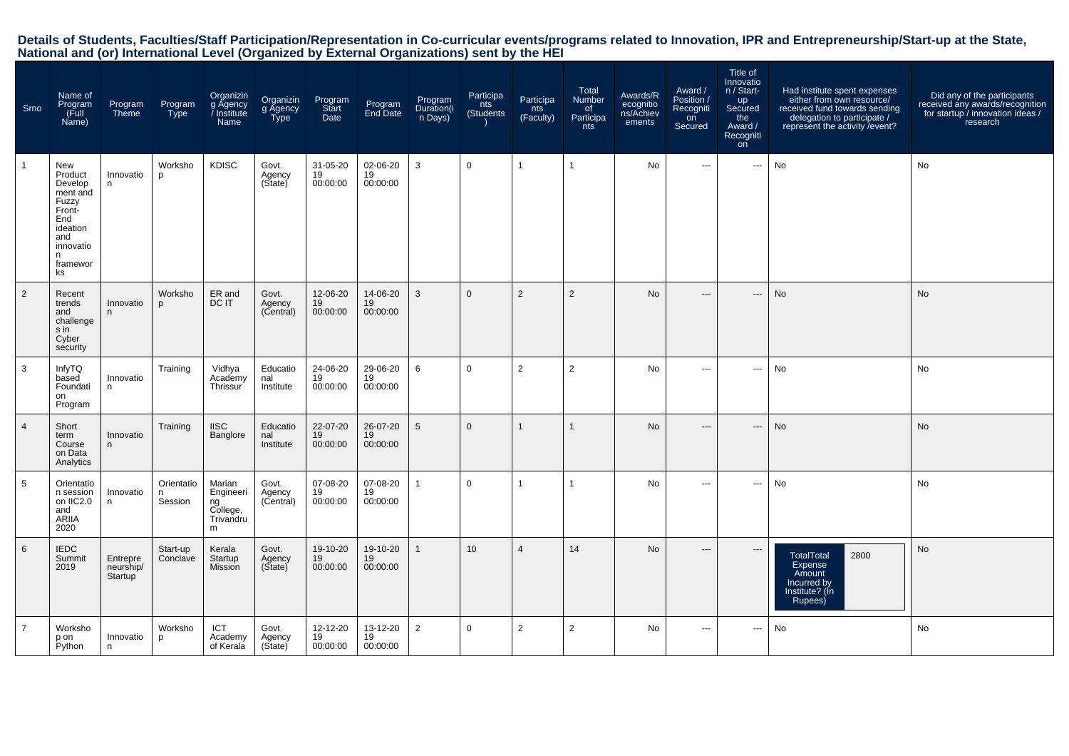# Details of Students, Faculties/Staff Participation/Representation in Co-curricular events/programs related to Innovation, IPR and Entrepreneurship/Start-up at the State, National and (or) International Level (Organized by External Organizations) sent by the HEI

| Srno | Name of Program (Full Name) | Program Theme | Program Type | Organizing Agency / Institute Name | Organizing Agency Type | Program Start Date | Program End Date | Program Duration(in Days) | Participants (Students) | Participants (Faculty) | Total Number of Participants | Awards/Recognitions/Achievements | Award / Position / Recognition Secured | Title of Innovation / Start-up Secured the Award / Recognition | Had institute spent expenses either from own resource/ received fund towards sending delegation to participate / represent the activity /event? | Did any of the participants received any awards/recognition for startup / innovation ideas / research |
|---|---|---|---|---|---|---|---|---|---|---|---|---|---|---|---|---|
| 1 | New Product Development and Fuzzy Front-End ideation and innovation frameworks | Innovation | Workshop | KDISC | Govt. Agency (State) | 31-05-2019 00:00:00 | 02-06-2019 00:00:00 | 3 | 0 | 1 | 1 | No | --- | --- | No | No |
| 2 | Recent trends and challenges in Cyber security | Innovation | Workshop | ER and DC IT | Govt. Agency (Central) | 12-06-2019 00:00:00 | 14-06-2019 00:00:00 | 3 | 0 | 2 | 2 | No | --- | --- | No | No |
| 3 | InfyTQ based Foundation Program | Innovation | Training | Vidhya Academy Thrissur | Educational Institute | 24-06-2019 00:00:00 | 29-06-2019 00:00:00 | 6 | 0 | 2 | 2 | No | --- | --- | No | No |
| 4 | Short term Course on Data Analytics | Innovation | Training | IISC Banglore | Educational Institute | 22-07-2019 00:00:00 | 26-07-2019 00:00:00 | 5 | 0 | 1 | 1 | No | --- | --- | No | No |
| 5 | Orientation session on IIC2.0 and ARIIA 2020 | Innovation | Orientation Session | Marian Engineering College, Trivandrum | Govt. Agency (Central) | 07-08-2019 00:00:00 | 07-08-2019 00:00:00 | 1 | 0 | 1 | 1 | No | --- | --- | No | No |
| 6 | IEDC Summit 2019 | Entrepreneurship/Startup | Start-up Conclave | Kerala Startup Mission | Govt. Agency (State) | 19-10-2019 00:00:00 | 19-10-2019 00:00:00 | 1 | 10 | 4 | 14 | No | --- | --- | TotalTotal Expense Amount Incurred by Institute? (In Rupees): 2800 | No |
| 7 | Workshop on Python | Innovation | Workshop | ICT Academy of Kerala | Govt. Agency (State) | 12-12-2019 00:00:00 | 13-12-2019 00:00:00 | 2 | 0 | 2 | 2 | No | --- | --- | No | No |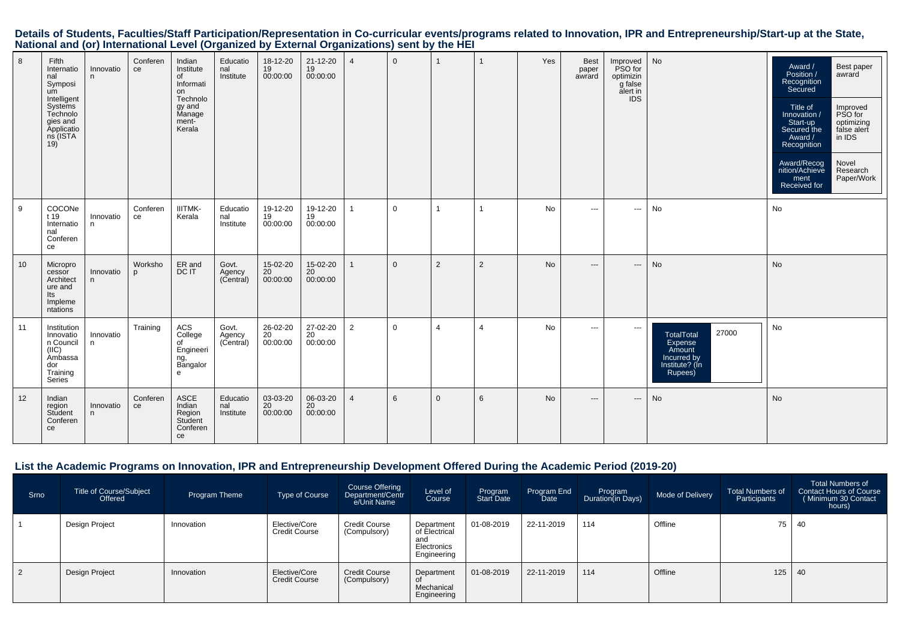## Details of Students, Faculties/Staff Participation/Representation in Co-curricular events/programs related to Innovation, IPR and Entrepreneurship/Start-up at the State, National and (or) International Level (Organized by External Organizations) sent by the HEI

| | | | | | | | | | | | | | | | | |
|---|---|---|---|---|---|---|---|---|---|---|---|---|---|---|---|---|
| 8 | Fifth International Symposium Intelligent Systems Technologies and Applications (ISTA 19) | Innovation | Conference | Indian Institute of Information Technology and Management-Kerala | Educational Institute | 18-12-2019 00:00:00 | 21-12-2019 00:00:00 | 4 | 0 | 1 | 1 | Yes | Best paper awrard | Improved PSO for optimizing false alert in IDS | No | Award / Position / Recognition Secured: Best paper awrard; Title of Innovation / Start-up Secured the Award / Recognition: Improved PSO for optimizing false alert in IDS; Award/Recognition/Achievement Received for: Novel Research Paper/Work |
| 9 | COCONet 19 International Conference | Innovation | Conference | IIITMK-Kerala | Educational Institute | 19-12-2019 00:00:00 | 19-12-2019 00:00:00 | 1 | 0 | 1 | 1 | No | --- | --- | No | No |
| 10 | Microprocessor Architecture and Its Implementations | Innovation | Workshop | ER and DC IT | Govt. Agency (Central) | 15-02-2020 00:00:00 | 15-02-2020 00:00:00 | 1 | 0 | 2 | 2 | No | --- | --- | No | No |
| 11 | Institution Innovation Council (IIC) Ambassador Training Series | Innovation | Training | ACS College of Engineering, Bangalore | Govt. Agency (Central) | 26-02-2020 00:00:00 | 27-02-2020 00:00:00 | 2 | 0 | 4 | 4 | No | --- | --- | TotalTotal Expense Amount Incurred by Institute? (In Rupees): 27000 | No |
| 12 | Indian region Student Conference | Innovation | Conference | ASCE Indian Region Student Conference | Educational Institute | 03-03-2020 00:00:00 | 06-03-2020 00:00:00 | 4 | 6 | 0 | 6 | No | --- | --- | No | No |

## List the Academic Programs on Innovation, IPR and Entrepreneurship Development Offered During the Academic Period (2019-20)

| Srno | Title of Course/Subject Offered | Program Theme | Type of Course | Course Offering Department/Centre/Unit Name | Level of Course | Program Start Date | Program End Date | Program Duration(in Days) | Mode of Delivery | Total Numbers of Participants | Total Numbers of Contact Hours of Course ( Minimum 30 Contact hours) |
|---|---|---|---|---|---|---|---|---|---|---|---|
| 1 | Design Project | Innovation | Elective/Core Credit Course | Credit Course (Compulsory) | Department of Electrical and Electronics Engineering | 01-08-2019 | 22-11-2019 | 114 | Offline | 75 | 40 |
| 2 | Design Project | Innovation | Elective/Core Credit Course | Credit Course (Compulsory) | Department of Mechanical Engineering | 01-08-2019 | 22-11-2019 | 114 | Offline | 125 | 40 |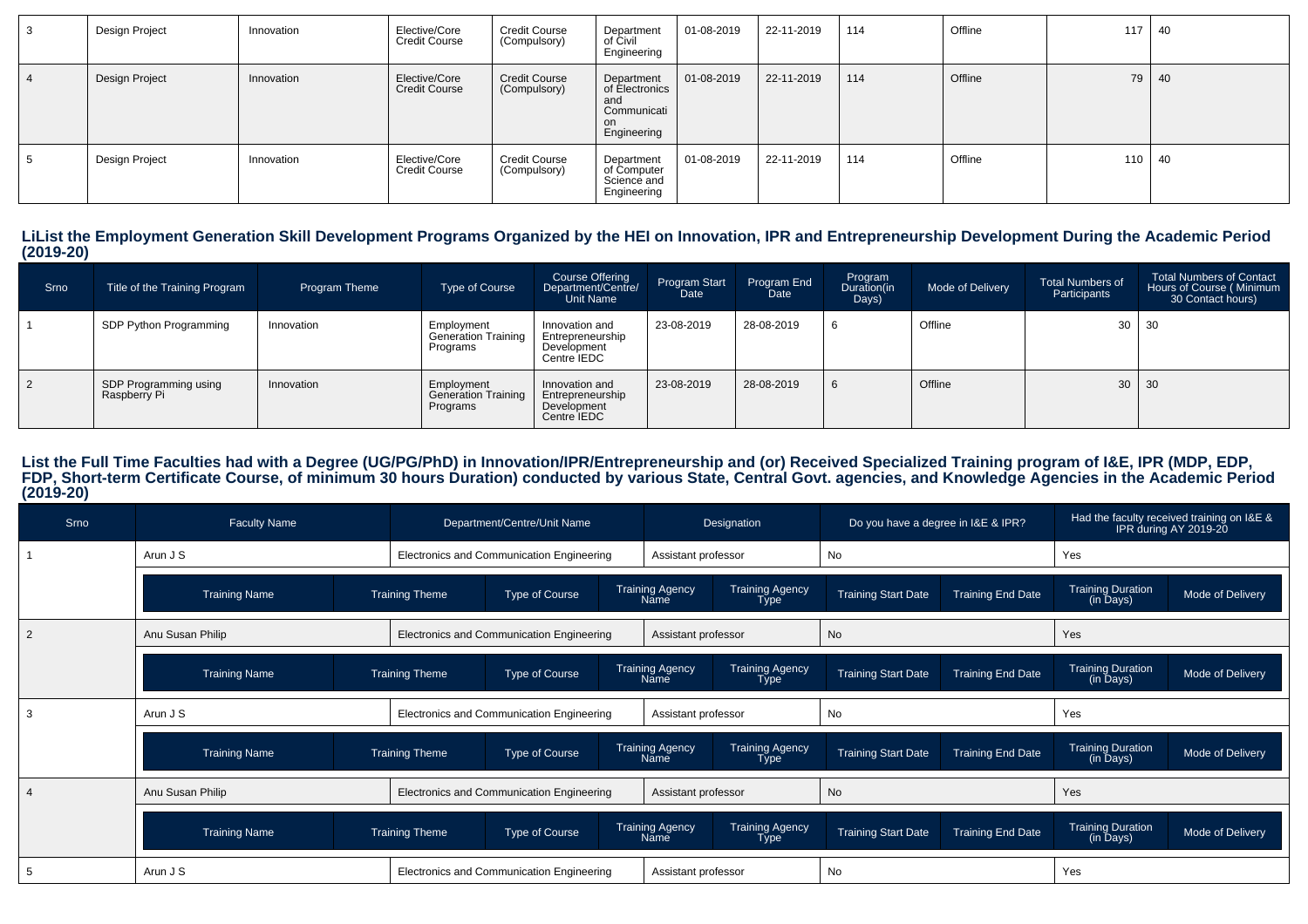| 3 | Design Project | Innovation | Elective/Core Credit Course | Credit Course (Compulsory) | Department of Civil Engineering | 01-08-2019 | 22-11-2019 | 114 | Offline | 117 | 40 |
|---|---|---|---|---|---|---|---|---|---|---|---|
| 4 | Design Project | Innovation | Elective/Core Credit Course | Credit Course (Compulsory) | Department of Electronics and Communication Engineering | 01-08-2019 | 22-11-2019 | 114 | Offline | 79 | 40 |
| 5 | Design Project | Innovation | Elective/Core Credit Course | Credit Course (Compulsory) | Department of Computer Science and Engineering | 01-08-2019 | 22-11-2019 | 114 | Offline | 110 | 40 |

### LiList the Employment Generation Skill Development Programs Organized by the HEI on Innovation, IPR and Entrepreneurship Development During the Academic Period (2019-20)

| Srno | Title of the Training Program | Program Theme | Type of Course | Course Offering Department/Centre/ Unit Name | Program Start Date | Program End Date | Program Duration(in Days) | Mode of Delivery | Total Numbers of Participants | Total Numbers of Contact Hours of Course ( Minimum 30 Contact hours) |
|---|---|---|---|---|---|---|---|---|---|---|
| 1 | SDP Python Programming | Innovation | Employment Generation Training Programs | Innovation and Entrepreneurship Development Centre IEDC | 23-08-2019 | 28-08-2019 | 6 | Offline | 30 | 30 |
| 2 | SDP Programming using Raspberry Pi | Innovation | Employment Generation Training Programs | Innovation and Entrepreneurship Development Centre IEDC | 23-08-2019 | 28-08-2019 | 6 | Offline | 30 | 30 |

### List the Full Time Faculties had with a Degree (UG/PG/PhD) in Innovation/IPR/Entrepreneurship and (or) Received Specialized Training program of I&E, IPR (MDP, EDP, FDP, Short-term Certificate Course, of minimum 30 hours Duration) conducted by various State, Central Govt. agencies, and Knowledge Agencies in the Academic Period (2019-20)

| Srno | Faculty Name | Department/Centre/Unit Name | Designation | Do you have a degree in I&E & IPR? | Had the faculty received training on I&E & IPR during AY 2019-20 |
|---|---|---|---|---|---|
| 1 | Arun J S | Electronics and Communication Engineering | Assistant professor | No | Yes |
| 2 | Anu Susan Philip | Electronics and Communication Engineering | Assistant professor | No | Yes |
| 3 | Arun J S | Electronics and Communication Engineering | Assistant professor | No | Yes |
| 4 | Anu Susan Philip | Electronics and Communication Engineering | Assistant professor | No | Yes |
| 5 | Arun J S | Electronics and Communication Engineering | Assistant professor | No | Yes |

| Training Name | Training Theme | Type of Course | Training Agency Name | Training Agency Type | Training Start Date | Training End Date | Training Duration (in Days) | Mode of Delivery |
|---|---|---|---|---|---|---|---|---|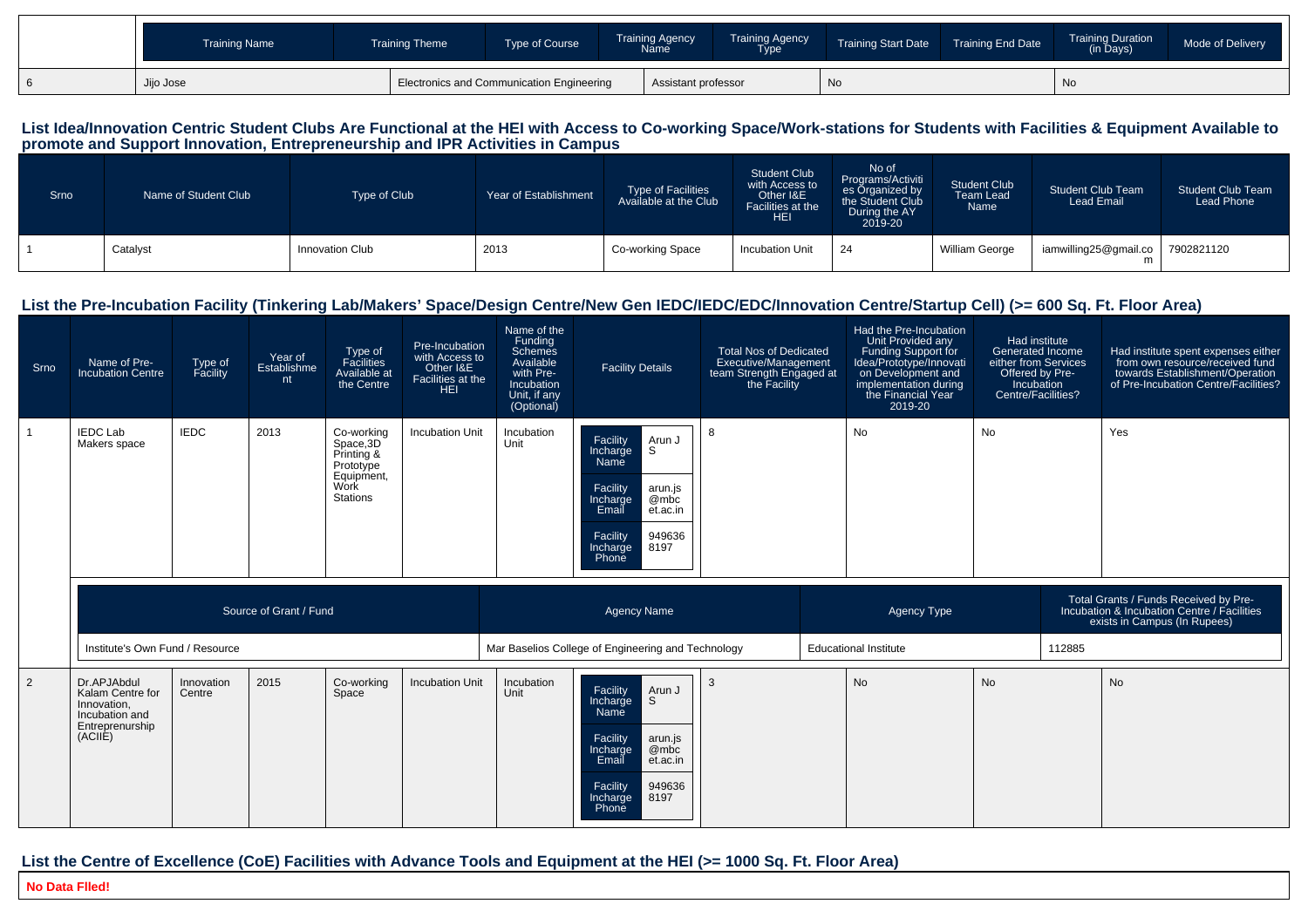|  | Training Name | Training Theme | Type of Course | Training Agency Name | Training Agency Type | Training Start Date | Training End Date | Training Duration (in Days) | Mode of Delivery |
|---|---|---|---|---|---|---|---|---|---|
| 6 | Jijo Jose | Electronics and Communication Engineering | | Assistant professor | | No | | No | |

## List Idea/Innovation Centric Student Clubs Are Functional at the HEI with Access to Co-working Space/Work-stations for Students with Facilities & Equipment Available to promote and Support Innovation, Entrepreneurship and IPR Activities in Campus

| Srno | Name of Student Club | Type of Club | Year of Establishment | Type of Facilities Available at the Club | Student Club with Access to Other I&E Facilities at the HEI | No of Programs/Activities Organized by the Student Club During the AY 2019-20 | Student Club Team Lead Name | Student Club Team Lead Email | Student Club Team Lead Phone |
|---|---|---|---|---|---|---|---|---|---|
| 1 | Catalyst | Innovation Club | 2013 | Co-working Space | Incubation Unit | 24 | William George | iamwilling25@gmail.com | 7902821120 |

## List the Pre-Incubation Facility (Tinkering Lab/Makers' Space/Design Centre/New Gen IEDC/IEDC/EDC/Innovation Centre/Startup Cell) (>= 600 Sq. Ft. Floor Area)

| Srno | Name of Pre-Incubation Centre | Type of Facility | Year of Establishment | Type of Facilities Available at the Centre | Pre-Incubation with Access to Other I&E Facilities at the HEI | Name of the Funding Schemes Available with Pre-Incubation Unit, if any (Optional) | Facility Details | Total Nos of Dedicated Executive/Management team Strength Engaged at the Facility | Had the Pre-Incubation Unit Provided any Funding Support for Idea/Prototype/Innovation on Development and implementation during the Financial Year 2019-20 | Had institute Generated Income either from Services Offered by Pre-Incubation Centre/Facilities? | Had institute spent expenses either from own resource/received fund towards Establishment/Operation of Pre-Incubation Centre/Facilities? |
|---|---|---|---|---|---|---|---|---|---|---|---|
| 1 | IEDC Lab Makers space | IEDC | 2013 | Co-working Space,3D Printing & Prototype Equipment, Work Stations | Incubation Unit | Incubation Unit | Facility Incharge Name: Arun J S; Facility Incharge Email: arun.js@mbcet.ac.in; Facility Incharge Phone: 9496368197 | 8 | No | No | Yes |
| 2 | Dr.APJAbdul Kalam Centre for Innovation, Incubation and Entreprenurship (ACIIE) | Innovation Centre | 2015 | Co-working Space | Incubation Unit | Incubation Unit | Facility Incharge Name: Arun J S; Facility Incharge Email: arun.js@mbcet.ac.in; Facility Incharge Phone: 9496368197 | 3 | No | No | No |

Srno 1 – Funding details:

| Source of Grant / Fund | Agency Name | Agency Type | Total Grants / Funds Received by Pre-Incubation & Incubation Centre / Facilities exists in Campus (In Rupees) |
|---|---|---|---|
| Institute's Own Fund / Resource | Mar Baselios College of Engineering and Technology | Educational Institute | 112885 |

## List the Centre of Excellence (CoE) Facilities with Advance Tools and Equipment at the HEI (>= 1000 Sq. Ft. Floor Area)

**No Data Flled!**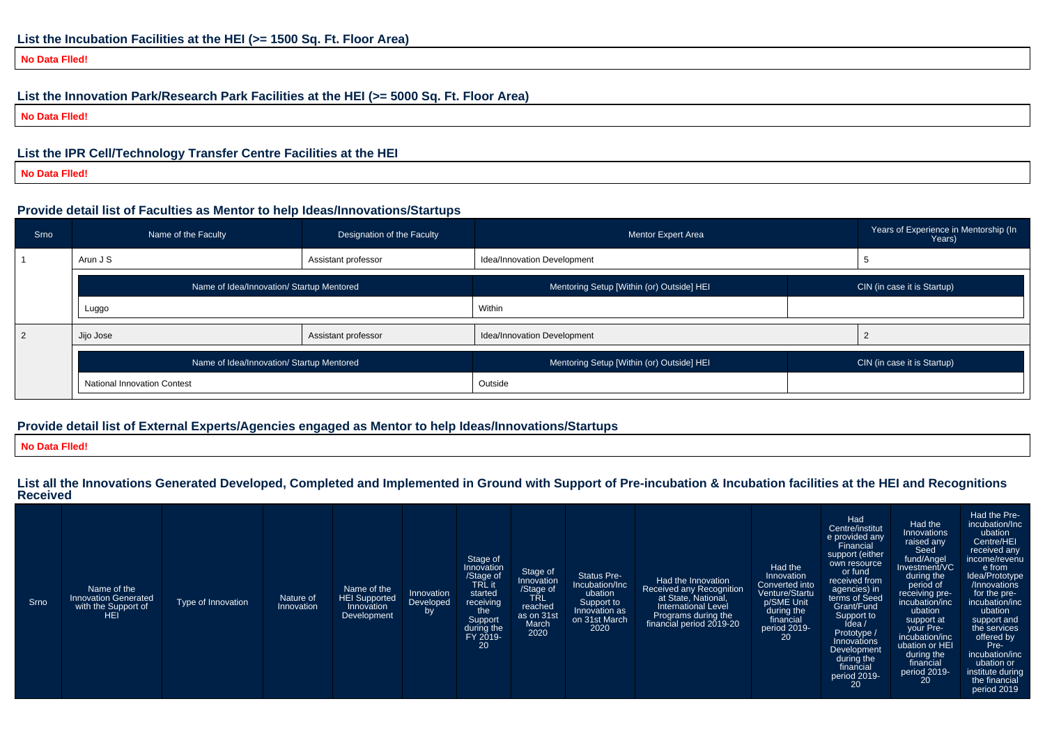## List the Incubation Facilities at the HEI (>= 1500 Sq. Ft. Floor Area)

**No Data Flled!**

## List the Innovation Park/Research Park Facilities at the HEI (>= 5000 Sq. Ft. Floor Area)

**No Data Flled!**

## List the IPR Cell/Technology Transfer Centre Facilities at the HEI

**No Data Flled!**

## Provide detail list of Faculties as Mentor to help Ideas/Innovations/Startups

| Srno | Name of the Faculty | Designation of the Faculty | Mentor Expert Area | Years of Experience in Mentorship (In Years) |
|---|---|---|---|---|
| 1 | Arun J S | Assistant professor | Idea/Innovation Development | 5 |
| | **Name of Idea/Innovation/ Startup Mentored** | **Mentoring Setup [Within (or) Outside] HEI** | **CIN (in case it is Startup)** | |
| | Luggo | Within | | |
| 2 | Jijo Jose | Assistant professor | Idea/Innovation Development | 2 |
| | **Name of Idea/Innovation/ Startup Mentored** | **Mentoring Setup [Within (or) Outside] HEI** | **CIN (in case it is Startup)** | |
| | National Innovation Contest | Outside | | |

## Provide detail list of External Experts/Agencies engaged as Mentor to help Ideas/Innovations/Startups

**No Data Flled!**

## List all the Innovations Generated Developed, Completed and Implemented in Ground with Support of Pre-incubation & Incubation facilities at the HEI and Recognitions Received

| Srno | Name of the Innovation Generated with the Support of HEI | Type of Innovation | Nature of Innovation | Name of the HEI Supported Innovation Development | Innovation Developed by | Stage of Innovation /Stage of TRL it started receiving the Support during the FY 2019-20 | Stage of Innovation /Stage of TRL reached as on 31st March 2020 | Status Pre-Incubation/Incubation Support to Innovation as on 31st March 2020 | Had the Innovation Received any Recognition at State, National, International Level Programs during the financial period 2019-20 | Had the Innovation Converted into Venture/Startup/SME Unit during the financial period 2019-20 | Had Centre/institute provided any Financial support (either own resource or fund received from agencies) in terms of Seed Grant/Fund Support to Idea / Prototype / Innovations Development during the financial period 2019-20 | Had the Innovations raised any Seed fund/Angel Investment/VC during the period of receiving pre-incubation/incubation support at your Pre-incubation/incubation or HEI during the financial period 2019-20 | Had the Pre-incubation/Incubation Centre/HEI received any income/revenue from Idea/Prototype /Innovations for the pre-incubation/incubation support and the services offered by Pre-incubation/incubation or institute during the financial period 2019 |
|---|---|---|---|---|---|---|---|---|---|---|---|---|---|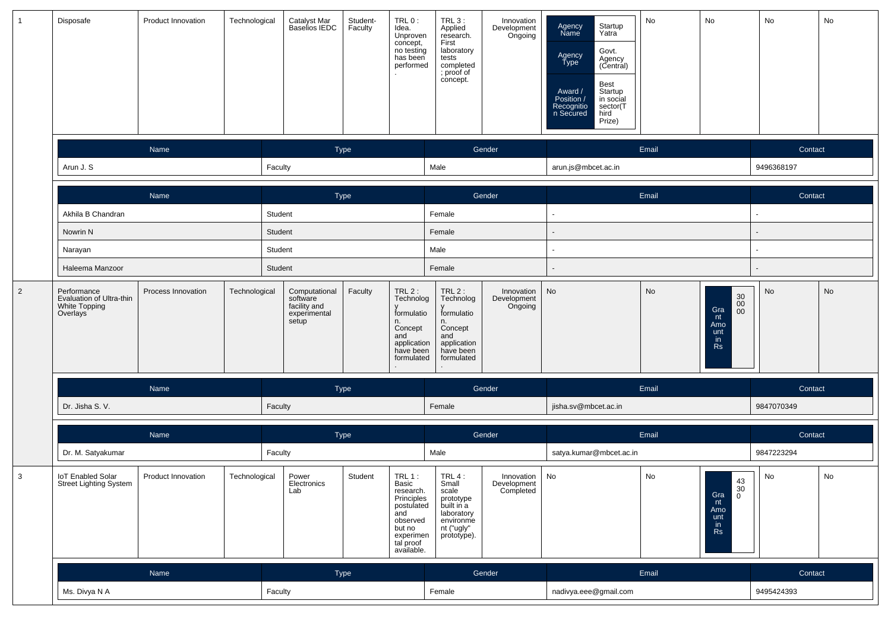| 1 | Disposafe | Product Innovation | Technological | Catalyst Mar Baselios IEDC | Student-Faculty | TRL 0 : Idea. Unproven concept, no testing has been performed . | TRL 3 : Applied research. First laboratory tests completed ; proof of concept. | Innovation Development Ongoing | Agency Name: Startup Yatra; Agency Type: Govt. Agency (Central); Award / Position / Recognition Secured: Best Startup in social sector(Third Prize) | No | No | No | No |
|---|---|---|---|---|---|---|---|---|---|---|---|---|---|

| Name | Type | Gender | Email | Contact |
|---|---|---|---|---|
| Arun J. S | Faculty | Male | arun.js@mbcet.ac.in | 9496368197 |

| Name | Type | Gender | Email | Contact |
|---|---|---|---|---|
| Akhila B Chandran | Student | Female | - | - |
| Nowrin N | Student | Female | - | - |
| Narayan | Student | Male | - | - |
| Haleema Manzoor | Student | Female | - | - |

| 2 | Performance Evaluation of Ultra-thin White Topping Overlays | Process Innovation | Technological | Computational software facility and experimental setup | Faculty | TRL 2 : Technology formulation. Concept and application have been formulated . | TRL 2 : Technology formulation. Concept and application have been formulated . | Innovation Development Ongoing | No | No | Grant Amount in Rs: 300000 | No | No |
|---|---|---|---|---|---|---|---|---|---|---|---|---|---|

| Name | Type | Gender | Email | Contact |
|---|---|---|---|---|
| Dr. Jisha S. V. | Faculty | Female | jisha.sv@mbcet.ac.in | 9847070349 |

| Name | Type | Gender | Email | Contact |
|---|---|---|---|---|
| Dr. M. Satyakumar | Faculty | Male | satya.kumar@mbcet.ac.in | 9847223294 |

| 3 | IoT Enabled Solar Street Lighting System | Product Innovation | Technological | Power Electronics Lab | Student | TRL 1 : Basic research. Principles postulated and observed but no experimental proof available. | TRL 4 : Small scale prototype built in a laboratory environment ("ugly" prototype). | Innovation Development Completed | No | No | Grant Amount in Rs: 43300 | No | No |
|---|---|---|---|---|---|---|---|---|---|---|---|---|---|

| Name | Type | Gender | Email | Contact |
|---|---|---|---|---|
| Ms. Divya N A | Faculty | Female | nadivya.eee@gmail.com | 9495424393 |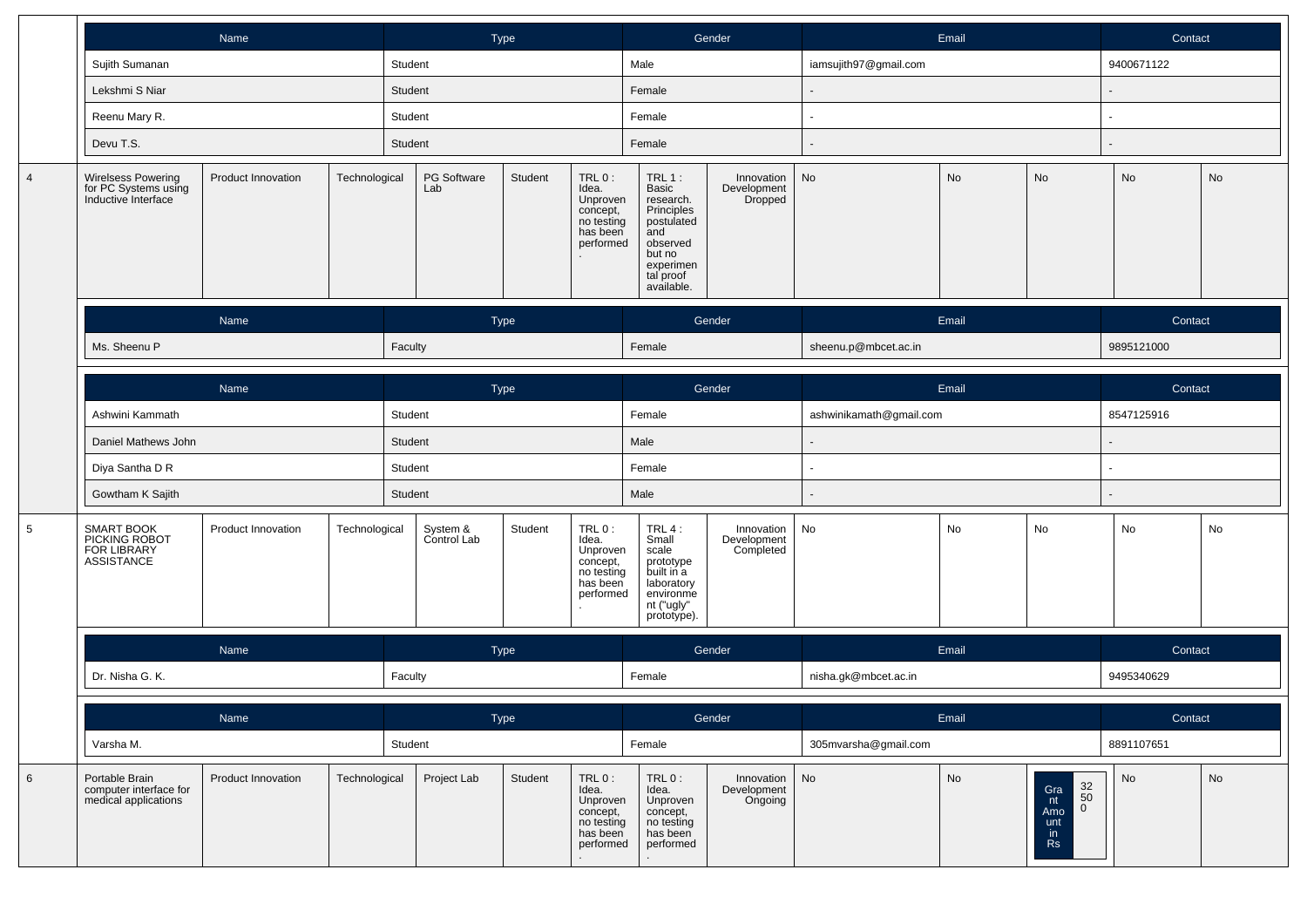| Name | Type | Gender | Email | Contact |
|---|---|---|---|---|
| Sujith Sumanan | Student | Male | iamsujith97@gmail.com | 9400671122 |
| Lekshmi S Niar | Student | Female | - | - |
| Reenu Mary R. | Student | Female | - | - |
| Devu T.S. | Student | Female | - | - |

| 4 | Wirelsess Powering for PC Systems using Inductive Interface | Product Innovation | Technological | PG Software Lab | Student | TRL 0 : Idea. Unproven concept, no testing has been performed. | TRL 1 : Basic research. Principles postulated and observed but no experimental proof available. | Innovation Development Dropped | No | No | No | No | No |
|---|---|---|---|---|---|---|---|---|---|---|---|---|---|

| Name | Type | Gender | Email | Contact |
|---|---|---|---|---|
| Ms. Sheenu P | Faculty | Female | sheenu.p@mbcet.ac.in | 9895121000 |

| Name | Type | Gender | Email | Contact |
|---|---|---|---|---|
| Ashwini Kammath | Student | Female | ashwinikamath@gmail.com | 8547125916 |
| Daniel Mathews John | Student | Male | - | - |
| Diya Santha D R | Student | Female | - | - |
| Gowtham K Sajith | Student | Male | - | - |

| 5 | SMART BOOK PICKING ROBOT FOR LIBRARY ASSISTANCE | Product Innovation | Technological | System & Control Lab | Student | TRL 0 : Idea. Unproven concept, no testing has been performed. | TRL 4 : Small scale prototype built in a laboratory environment ("ugly" prototype). | Innovation Development Completed | No | No | No | No | No |
|---|---|---|---|---|---|---|---|---|---|---|---|---|---|

| Name | Type | Gender | Email | Contact |
|---|---|---|---|---|
| Dr. Nisha G. K. | Faculty | Female | nisha.gk@mbcet.ac.in | 9495340629 |

| Name | Type | Gender | Email | Contact |
|---|---|---|---|---|
| Varsha M. | Student | Female | 305mvarsha@gmail.com | 8891107651 |

| 6 | Portable Brain computer interface for medical applications | Product Innovation | Technological | Project Lab | Student | TRL 0 : Idea. Unproven concept, no testing has been performed. | TRL 0 : Idea. Unproven concept, no testing has been performed. | Innovation Development Ongoing | No | No | Grant Amount in Rs: 32500 | No | No |
|---|---|---|---|---|---|---|---|---|---|---|---|---|---|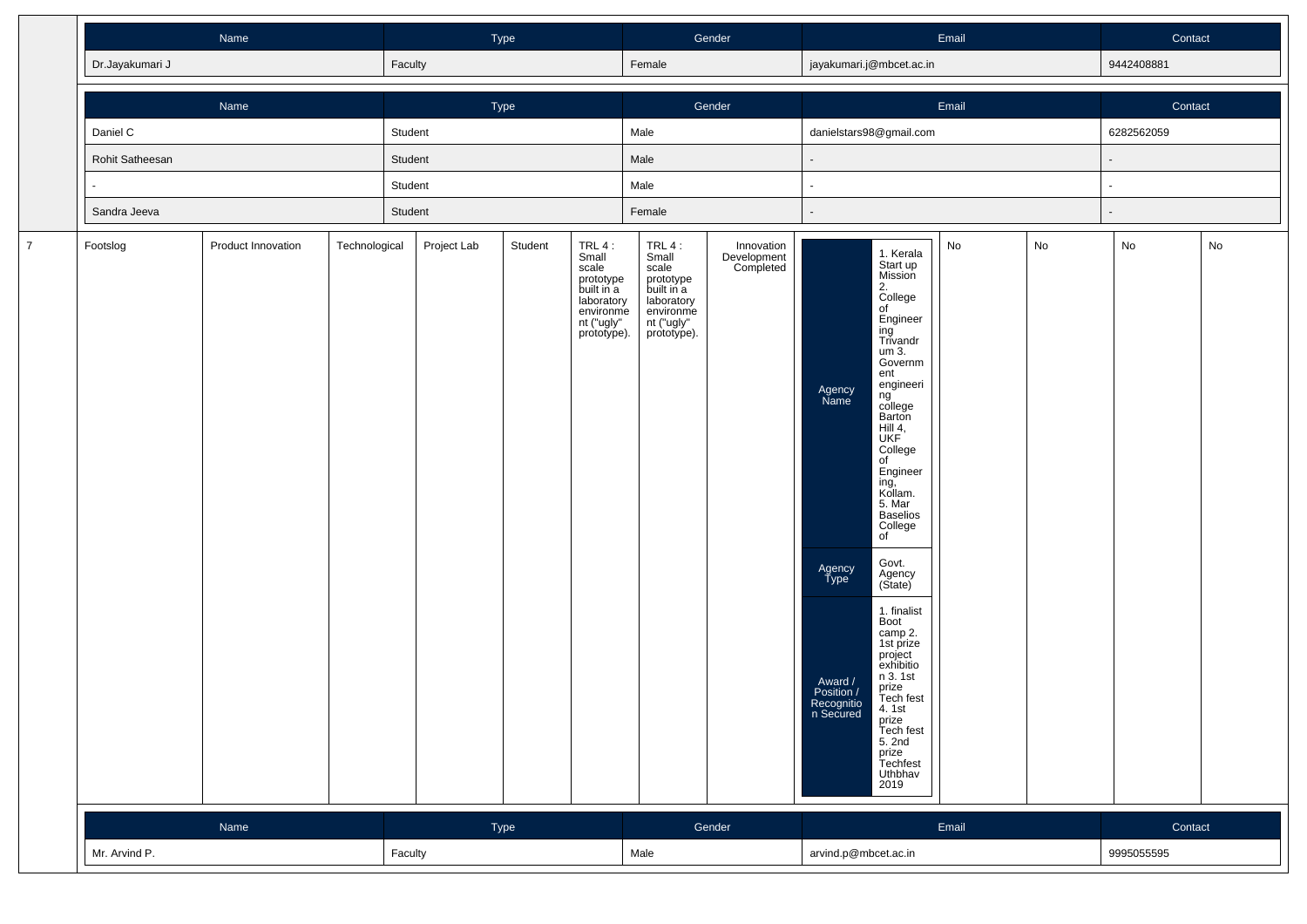| Name | Type | Gender | Email | Contact |
|---|---|---|---|---|
| Dr.Jayakumari J | Faculty | Female | jayakumari.j@mbcet.ac.in | 9442408881 |

| Name | Type | Gender | Email | Contact |
|---|---|---|---|---|
| Daniel C | Student | Male | danielstars98@gmail.com | 6282562059 |
| Rohit Satheesan | Student | Male | - | - |
| - | Student | Male | - | - |
| Sandra Jeeva | Student | Female | - | - |

| 7 | Footslog | Product Innovation | Technological | Project Lab | Student | TRL 4 : Small scale prototype built in a laboratory environment ("ugly" prototype). | TRL 4 : Small scale prototype built in a laboratory environment ("ugly" prototype). | Innovation Development Completed | Agency Name: 1. Kerala Start up Mission 2. College of Engineering Trivandrum 3. Government engineering college Barton Hill 4, UKF College of Engineering, Kollam. 5. Mar Baselios College of<br>Agency Type: Govt. Agency (State)<br>Award / Position / Recognition Secured: 1. finalist Boot camp 2. 1st prize project exhibition 3. 1st prize Tech fest 4. 1st prize Tech fest 5. 2nd prize Techfest Uthbhav 2019 | No | No | No | No |
|---|---|---|---|---|---|---|---|---|---|---|---|---|---|

| Name | Type | Gender | Email | Contact |
|---|---|---|---|---|
| Mr. Arvind P. | Faculty | Male | arvind.p@mbcet.ac.in | 9995055595 |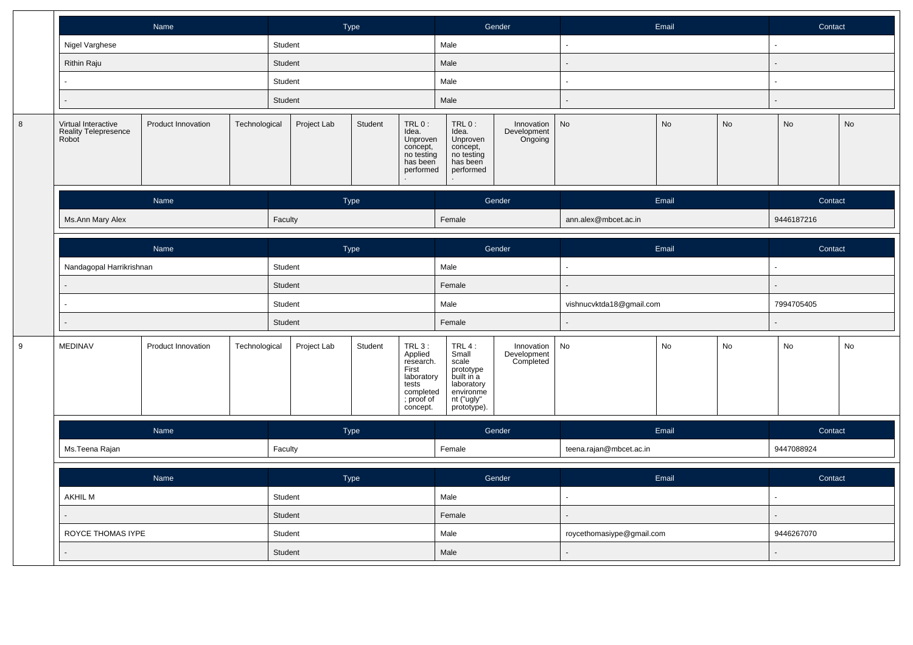| Name | Type | Gender | Email | Contact |
|---|---|---|---|---|
| Nigel Varghese | Student | Male | - | - |
| Rithin Raju | Student | Male | - | - |
| - | Student | Male | - | - |
| - | Student | Male | - | - |

| 8 | Virtual Interactive Reality Telepresence Robot | Product Innovation | Technological | Project Lab | Student | TRL 0 : Idea. Unproven concept, no testing has been performed . | TRL 0 : Idea. Unproven concept, no testing has been performed . | Innovation Development Ongoing | No | No | No | No | No |
|---|---|---|---|---|---|---|---|---|---|---|---|---|---|

| Name | Type | Gender | Email | Contact |
|---|---|---|---|---|
| Ms.Ann Mary Alex | Faculty | Female | ann.alex@mbcet.ac.in | 9446187216 |

| Name | Type | Gender | Email | Contact |
|---|---|---|---|---|
| Nandagopal Harrikrishnan | Student | Male | - | - |
| - | Student | Female | - | - |
| - | Student | Male | vishnucvktda18@gmail.com | 7994705405 |
| - | Student | Female | - | - |

| 9 | MEDINAV | Product Innovation | Technological | Project Lab | Student | TRL 3 : Applied research. First laboratory tests completed ; proof of concept. | TRL 4 : Small scale prototype built in a laboratory environme nt ("ugly" prototype). | Innovation Development Completed | No | No | No | No | No |
|---|---|---|---|---|---|---|---|---|---|---|---|---|---|

| Name | Type | Gender | Email | Contact |
|---|---|---|---|---|
| Ms.Teena Rajan | Faculty | Female | teena.rajan@mbcet.ac.in | 9447088924 |

| Name | Type | Gender | Email | Contact |
|---|---|---|---|---|
| AKHIL M | Student | Male | - | - |
| - | Student | Female | - | - |
| ROYCE THOMAS IYPE | Student | Male | roycethomasiype@gmail.com | 9446267070 |
| - | Student | Male | - | - |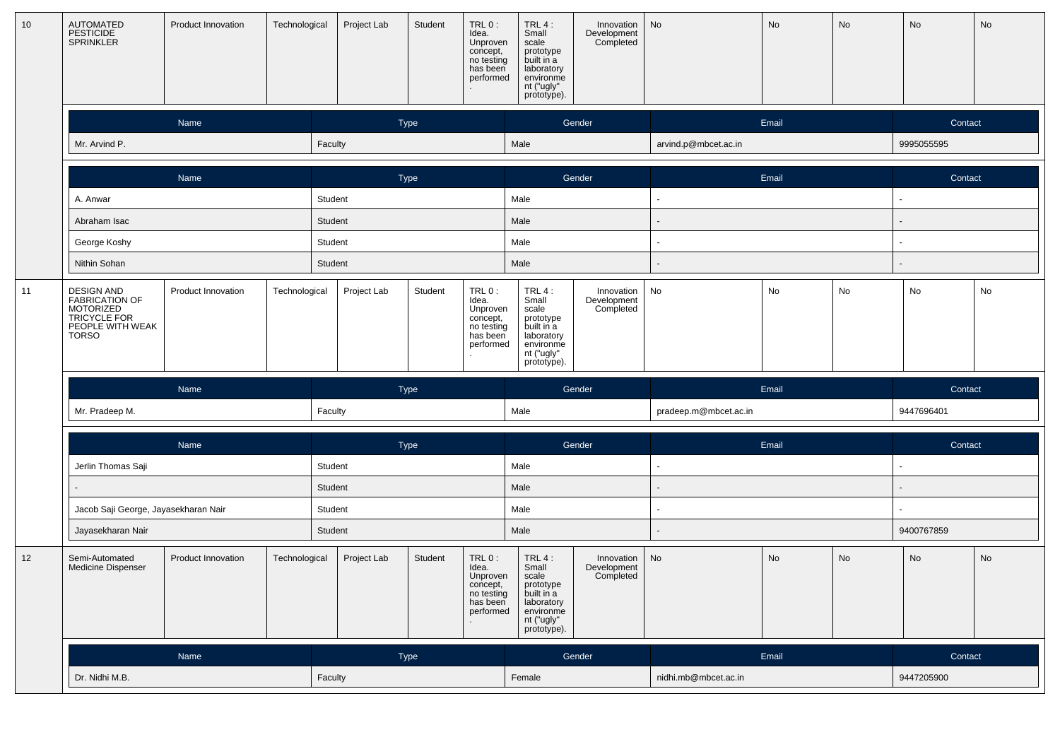| 10 | AUTOMATED PESTICIDE SPRINKLER | Product Innovation | Technological | Project Lab | Student | TRL 0 : Idea. Unproven concept, no testing has been performed. | TRL 4 : Small scale prototype built in a laboratory environment ("ugly" prototype). | Innovation Development Completed | No | No | No | No | No |
|---|---|---|---|---|---|---|---|---|---|---|---|---|---|

| Name | Type | Gender | Email | Contact |
|---|---|---|---|---|
| Mr. Arvind P. | Faculty | Male | arvind.p@mbcet.ac.in | 9995055595 |

| Name | Type | Gender | Email | Contact |
|---|---|---|---|---|
| A. Anwar | Student | Male | - | - |
| Abraham Isac | Student | Male | - | - |
| George Koshy | Student | Male | - | - |
| Nithin Sohan | Student | Male | - | - |

| 11 | DESIGN AND FABRICATION OF MOTORIZED TRICYCLE FOR PEOPLE WITH WEAK TORSO | Product Innovation | Technological | Project Lab | Student | TRL 0 : Idea. Unproven concept, no testing has been performed. | TRL 4 : Small scale prototype built in a laboratory environment ("ugly" prototype). | Innovation Development Completed | No | No | No | No | No |
|---|---|---|---|---|---|---|---|---|---|---|---|---|---|

| Name | Type | Gender | Email | Contact |
|---|---|---|---|---|
| Mr. Pradeep M. | Faculty | Male | pradeep.m@mbcet.ac.in | 9447696401 |

| Name | Type | Gender | Email | Contact |
|---|---|---|---|---|
| Jerlin Thomas Saji | Student | Male | - | - |
| - | Student | Male | - | - |
| Jacob Saji George, Jayasekharan Nair | Student | Male | - | - |
| Jayasekharan Nair | Student | Male | - | 9400767859 |

| 12 | Semi-Automated Medicine Dispenser | Product Innovation | Technological | Project Lab | Student | TRL 0 : Idea. Unproven concept, no testing has been performed. | TRL 4 : Small scale prototype built in a laboratory environment ("ugly" prototype). | Innovation Development Completed | No | No | No | No | No |
|---|---|---|---|---|---|---|---|---|---|---|---|---|---|

| Name | Type | Gender | Email | Contact |
|---|---|---|---|---|
| Dr. Nidhi M.B. | Faculty | Female | nidhi.mb@mbcet.ac.in | 9447205900 |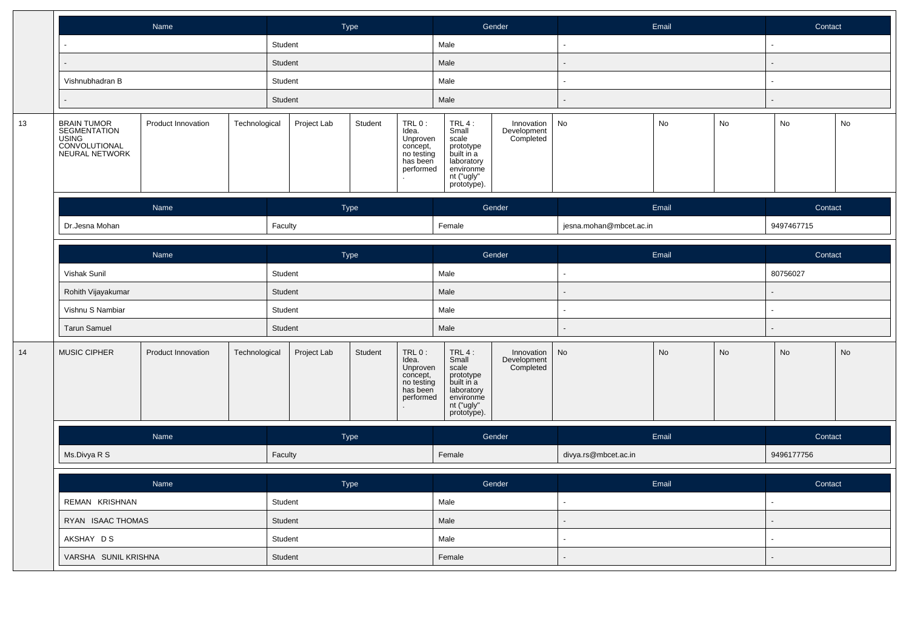| Name | Type | Gender | Email | Contact |
|---|---|---|---|---|
| - | Student | Male | - | - |
| - | Student | Male | - | - |
| Vishnubhadran B | Student | Male | - | - |
| - | Student | Male | - | - |

| 13 | BRAIN TUMOR SEGMENTATION USING CONVOLUTIONAL NEURAL NETWORK | Product Innovation | Technological | Project Lab | Student | TRL 0 : Idea. Unproven concept, no testing has been performed. | TRL 4 : Small scale prototype built in a laboratory environment ("ugly" prototype). | Innovation Development Completed | No | No | No | No | No |
|---|---|---|---|---|---|---|---|---|---|---|---|---|---|

| Name | Type | Gender | Email | Contact |
|---|---|---|---|---|
| Dr.Jesna Mohan | Faculty | Female | jesna.mohan@mbcet.ac.in | 9497467715 |

| Name | Type | Gender | Email | Contact |
|---|---|---|---|---|
| Vishak Sunil | Student | Male | - | 80756027 |
| Rohith Vijayakumar | Student | Male | - | - |
| Vishnu S Nambiar | Student | Male | - | - |
| Tarun Samuel | Student | Male | - | - |

| 14 | MUSIC CIPHER | Product Innovation | Technological | Project Lab | Student | TRL 0 : Idea. Unproven concept, no testing has been performed. | TRL 4 : Small scale prototype built in a laboratory environment ("ugly" prototype). | Innovation Development Completed | No | No | No | No | No |
|---|---|---|---|---|---|---|---|---|---|---|---|---|---|

| Name | Type | Gender | Email | Contact |
|---|---|---|---|---|
| Ms.Divya R S | Faculty | Female | divya.rs@mbcet.ac.in | 9496177756 |

| Name | Type | Gender | Email | Contact |
|---|---|---|---|---|
| REMAN KRISHNAN | Student | Male | - | - |
| RYAN ISAAC THOMAS | Student | Male | - | - |
| AKSHAY D S | Student | Male | - | - |
| VARSHA SUNIL KRISHNA | Student | Female | - | - |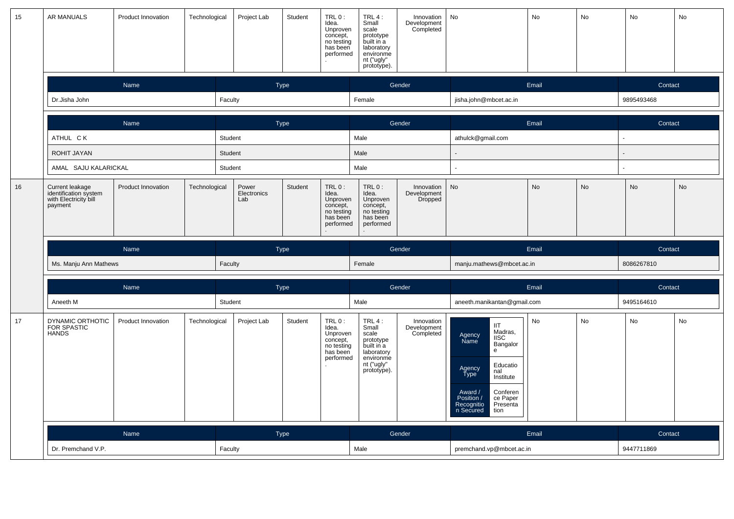| 15 | AR MANUALS | Product Innovation | Technological | Project Lab | Student | TRL 0 : Idea. Unproven concept, no testing has been performed. | TRL 4 : Small scale prototype built in a laboratory environment ("ugly" prototype). | Innovation Development Completed | No | No | No | No | No |
|---|---|---|---|---|---|---|---|---|---|---|---|---|---|

| Name | Type | Gender | Email | Contact |
|---|---|---|---|---|
| Dr.Jisha John | Faculty | Female | jisha.john@mbcet.ac.in | 9895493468 |

| Name | Type | Gender | Email | Contact |
|---|---|---|---|---|
| ATHUL C K | Student | Male | athulck@gmail.com | - |
| ROHIT JAYAN | Student | Male | - | - |
| AMAL SAJU KALARICKAL | Student | Male | - | - |

| 16 | Current leakage identification system with Electricity bill payment | Product Innovation | Technological | Power Electronics Lab | Student | TRL 0 : Idea. Unproven concept, no testing has been performed. | TRL 0 : Idea. Unproven concept, no testing has been performed. | Innovation Development Dropped | No | No | No | No | No |
|---|---|---|---|---|---|---|---|---|---|---|---|---|---|

| Name | Type | Gender | Email | Contact |
|---|---|---|---|---|
| Ms. Manju Ann Mathews | Faculty | Female | manju.mathews@mbcet.ac.in | 8086267810 |

| Name | Type | Gender | Email | Contact |
|---|---|---|---|---|
| Aneeth M | Student | Male | aneeth.manikantan@gmail.com | 9495164610 |

| 17 | DYNAMIC ORTHOTIC FOR SPASTIC HANDS | Product Innovation | Technological | Project Lab | Student | TRL 0 : Idea. Unproven concept, no testing has been performed. | TRL 4 : Small scale prototype built in a laboratory environment ("ugly" prototype). | Innovation Development Completed | Agency Name: IIT Madras, IISC Bangalore; Agency Type: Educational Institute; Award / Position / Recognition Secured: Conference Paper Presentation | No | No | No | No |
|---|---|---|---|---|---|---|---|---|---|---|---|---|---|

| Name | Type | Gender | Email | Contact |
|---|---|---|---|---|
| Dr. Premchand V.P. | Faculty | Male | premchand.vp@mbcet.ac.in | 9447711869 |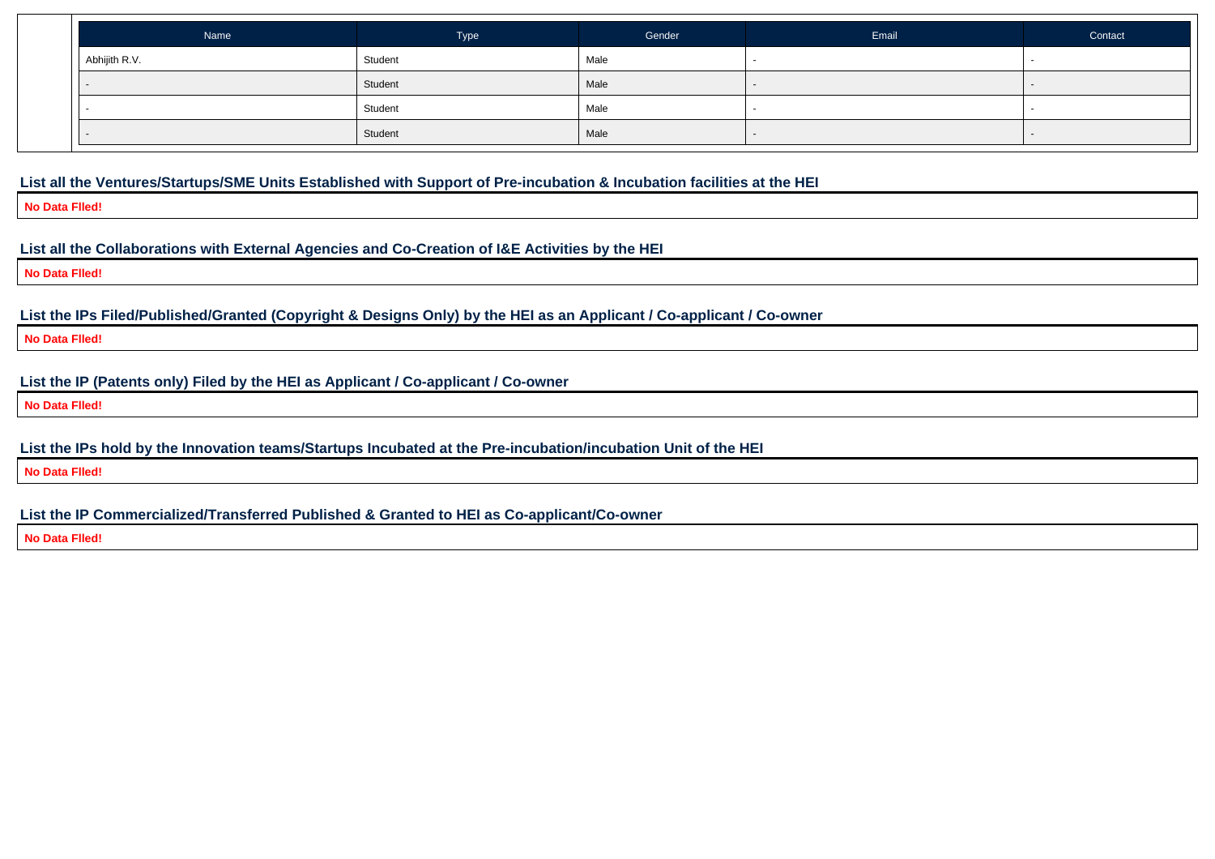| Name | Type | Gender | Email | Contact |
|---|---|---|---|---|
| Abhijith R.V. | Student | Male | - | - |
| - | Student | Male | - | - |
| - | Student | Male | - | - |
| - | Student | Male | - | - |

### List all the Ventures/Startups/SME Units Established with Support of Pre-incubation & Incubation facilities at the HEI

**No Data FIled!**

### List all the Collaborations with External Agencies and Co-Creation of I&E Activities by the HEI

**No Data FIled!**

### List the IPs Filed/Published/Granted (Copyright & Designs Only) by the HEI as an Applicant / Co-applicant / Co-owner

**No Data FIled!**

### List the IP (Patents only) Filed by the HEI as Applicant / Co-applicant / Co-owner

**No Data FIled!**

### List the IPs hold by the Innovation teams/Startups Incubated at the Pre-incubation/incubation Unit of the HEI

**No Data FIled!**

### List the IP Commercialized/Transferred Published & Granted to HEI as Co-applicant/Co-owner

**No Data FIled!**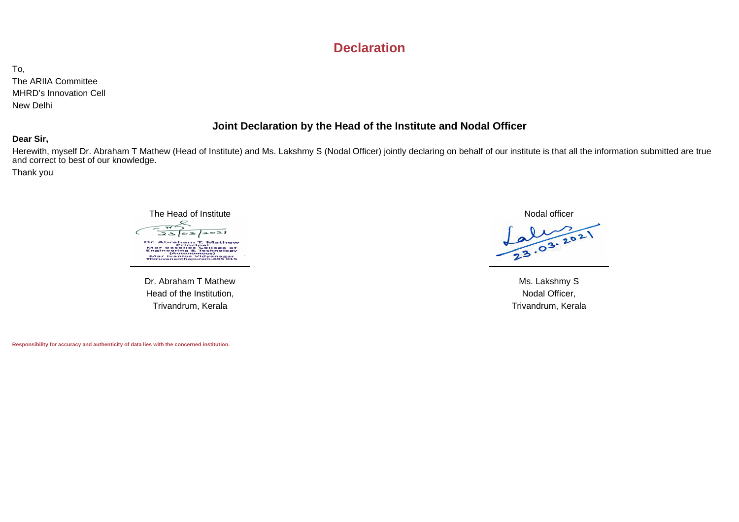# Declaration

To,

The ARIIA Committee

MHRD's Innovation Cell

New Delhi

## Joint Declaration by the Head of the Institute and Nodal Officer

**Dear Sir,**

Herewith, myself Dr. Abraham T Mathew (Head of Institute) and Ms. Lakshmy S (Nodal Officer) jointly declaring on behalf of our institute is that all the information submitted are true and correct to best of our knowledge.

Thank you

The Head of Institute

23/03/2021

Dr. Abraham T. Mathew
Principal
Mar Baselios College of Engineering & Technology
(Autonomous)
Mar Ivanios Vidyanagar
Thiruvananthapuram-695 015

Dr. Abraham T Mathew
Head of the Institution,
Trivandrum, Kerala

Nodal officer

23.03.2021

Ms. Lakshmy S
Nodal Officer,
Trivandrum, Kerala

**Responsibility for accuracy and authenticity of data lies with the concerned institution.**